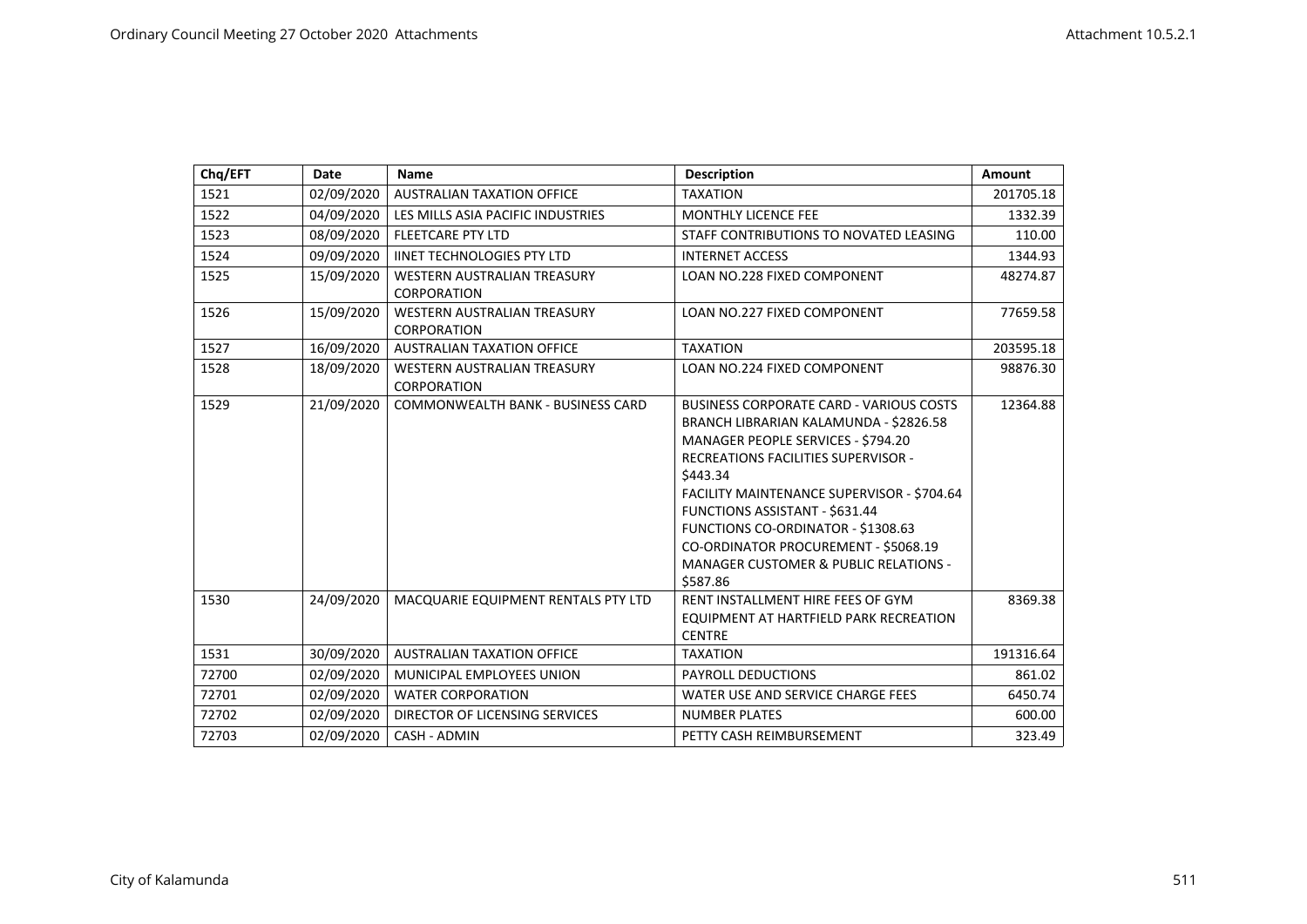| Chq/EFT | Date | Name | Description | Amount |
|---|---|---|---|---|
| 1521 | 02/09/2020 | AUSTRALIAN TAXATION OFFICE | TAXATION | 201705.18 |
| 1522 | 04/09/2020 | LES MILLS ASIA PACIFIC INDUSTRIES | MONTHLY LICENCE FEE | 1332.39 |
| 1523 | 08/09/2020 | FLEETCARE PTY LTD | STAFF CONTRIBUTIONS TO NOVATED LEASING | 110.00 |
| 1524 | 09/09/2020 | IINET TECHNOLOGIES PTY LTD | INTERNET ACCESS | 1344.93 |
| 1525 | 15/09/2020 | WESTERN AUSTRALIAN TREASURY CORPORATION | LOAN NO.228 FIXED COMPONENT | 48274.87 |
| 1526 | 15/09/2020 | WESTERN AUSTRALIAN TREASURY CORPORATION | LOAN NO.227 FIXED COMPONENT | 77659.58 |
| 1527 | 16/09/2020 | AUSTRALIAN TAXATION OFFICE | TAXATION | 203595.18 |
| 1528 | 18/09/2020 | WESTERN AUSTRALIAN TREASURY CORPORATION | LOAN NO.224 FIXED COMPONENT | 98876.30 |
| 1529 | 21/09/2020 | COMMONWEALTH BANK - BUSINESS CARD | BUSINESS CORPORATE CARD - VARIOUS COSTS BRANCH LIBRARIAN KALAMUNDA - $2826.58 MANAGER PEOPLE SERVICES - $794.20 RECREATIONS FACILITIES SUPERVISOR - $443.34 FACILITY MAINTENANCE SUPERVISOR - $704.64 FUNCTIONS ASSISTANT - $631.44 FUNCTIONS CO-ORDINATOR - $1308.63 CO-ORDINATOR PROCUREMENT - $5068.19 MANAGER CUSTOMER & PUBLIC RELATIONS - $587.86 | 12364.88 |
| 1530 | 24/09/2020 | MACQUARIE EQUIPMENT RENTALS PTY LTD | RENT INSTALLMENT HIRE FEES OF GYM EQUIPMENT AT HARTFIELD PARK RECREATION CENTRE | 8369.38 |
| 1531 | 30/09/2020 | AUSTRALIAN TAXATION OFFICE | TAXATION | 191316.64 |
| 72700 | 02/09/2020 | MUNICIPAL EMPLOYEES UNION | PAYROLL DEDUCTIONS | 861.02 |
| 72701 | 02/09/2020 | WATER CORPORATION | WATER USE AND SERVICE CHARGE FEES | 6450.74 |
| 72702 | 02/09/2020 | DIRECTOR OF LICENSING SERVICES | NUMBER PLATES | 600.00 |
| 72703 | 02/09/2020 | CASH - ADMIN | PETTY CASH REIMBURSEMENT | 323.49 |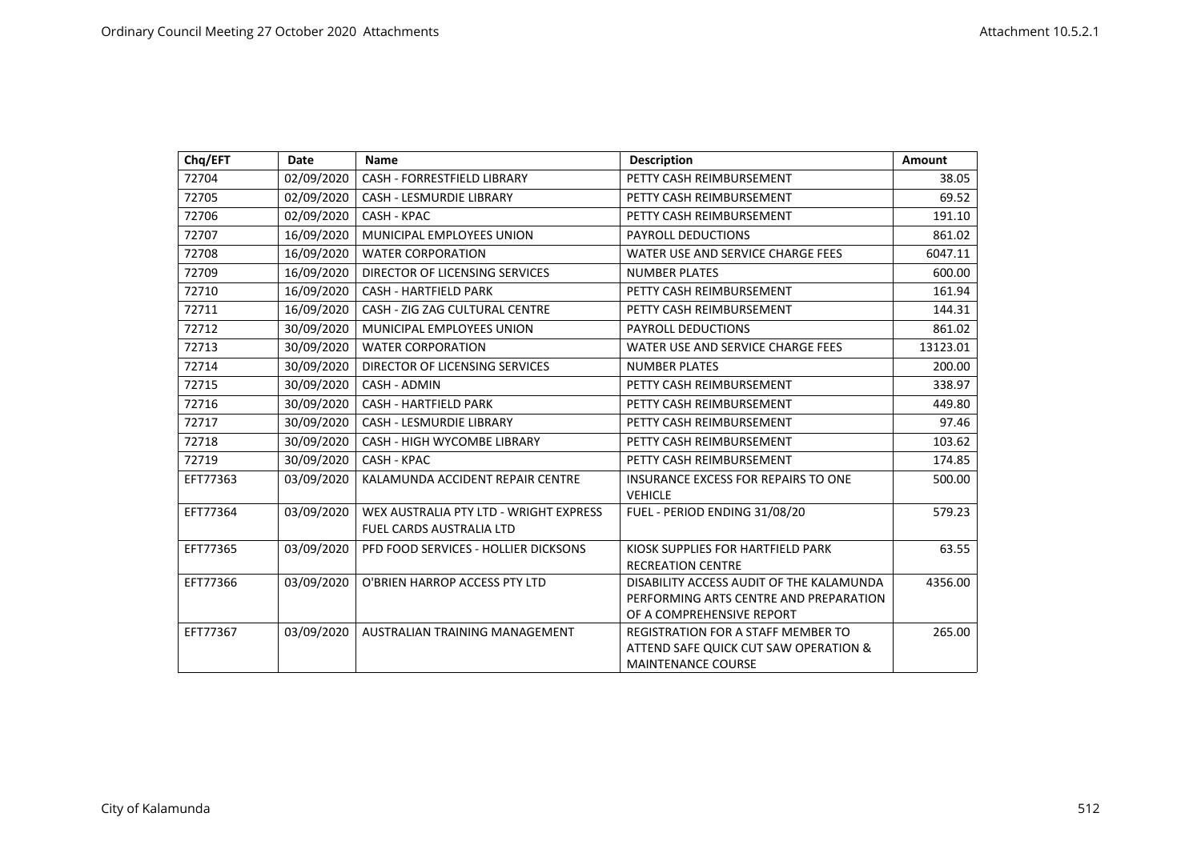| Chq/EFT | Date | Name | Description | Amount |
|---|---|---|---|---|
| 72704 | 02/09/2020 | CASH - FORRESTFIELD LIBRARY | PETTY CASH REIMBURSEMENT | 38.05 |
| 72705 | 02/09/2020 | CASH - LESMURDIE LIBRARY | PETTY CASH REIMBURSEMENT | 69.52 |
| 72706 | 02/09/2020 | CASH - KPAC | PETTY CASH REIMBURSEMENT | 191.10 |
| 72707 | 16/09/2020 | MUNICIPAL EMPLOYEES UNION | PAYROLL DEDUCTIONS | 861.02 |
| 72708 | 16/09/2020 | WATER CORPORATION | WATER USE AND SERVICE CHARGE FEES | 6047.11 |
| 72709 | 16/09/2020 | DIRECTOR OF LICENSING SERVICES | NUMBER PLATES | 600.00 |
| 72710 | 16/09/2020 | CASH - HARTFIELD PARK | PETTY CASH REIMBURSEMENT | 161.94 |
| 72711 | 16/09/2020 | CASH - ZIG ZAG CULTURAL CENTRE | PETTY CASH REIMBURSEMENT | 144.31 |
| 72712 | 30/09/2020 | MUNICIPAL EMPLOYEES UNION | PAYROLL DEDUCTIONS | 861.02 |
| 72713 | 30/09/2020 | WATER CORPORATION | WATER USE AND SERVICE CHARGE FEES | 13123.01 |
| 72714 | 30/09/2020 | DIRECTOR OF LICENSING SERVICES | NUMBER PLATES | 200.00 |
| 72715 | 30/09/2020 | CASH - ADMIN | PETTY CASH REIMBURSEMENT | 338.97 |
| 72716 | 30/09/2020 | CASH - HARTFIELD PARK | PETTY CASH REIMBURSEMENT | 449.80 |
| 72717 | 30/09/2020 | CASH - LESMURDIE LIBRARY | PETTY CASH REIMBURSEMENT | 97.46 |
| 72718 | 30/09/2020 | CASH - HIGH WYCOMBE LIBRARY | PETTY CASH REIMBURSEMENT | 103.62 |
| 72719 | 30/09/2020 | CASH - KPAC | PETTY CASH REIMBURSEMENT | 174.85 |
| EFT77363 | 03/09/2020 | KALAMUNDA ACCIDENT REPAIR CENTRE | INSURANCE EXCESS FOR REPAIRS TO ONE VEHICLE | 500.00 |
| EFT77364 | 03/09/2020 | WEX AUSTRALIA PTY LTD - WRIGHT EXPRESS FUEL CARDS AUSTRALIA LTD | FUEL - PERIOD ENDING 31/08/20 | 579.23 |
| EFT77365 | 03/09/2020 | PFD FOOD SERVICES - HOLLIER DICKSONS | KIOSK SUPPLIES FOR HARTFIELD PARK RECREATION CENTRE | 63.55 |
| EFT77366 | 03/09/2020 | O'BRIEN HARROP ACCESS PTY LTD | DISABILITY ACCESS AUDIT OF THE KALAMUNDA PERFORMING ARTS CENTRE AND PREPARATION OF A COMPREHENSIVE REPORT | 4356.00 |
| EFT77367 | 03/09/2020 | AUSTRALIAN TRAINING MANAGEMENT | REGISTRATION FOR A STAFF MEMBER TO ATTEND SAFE QUICK CUT SAW OPERATION & MAINTENANCE COURSE | 265.00 |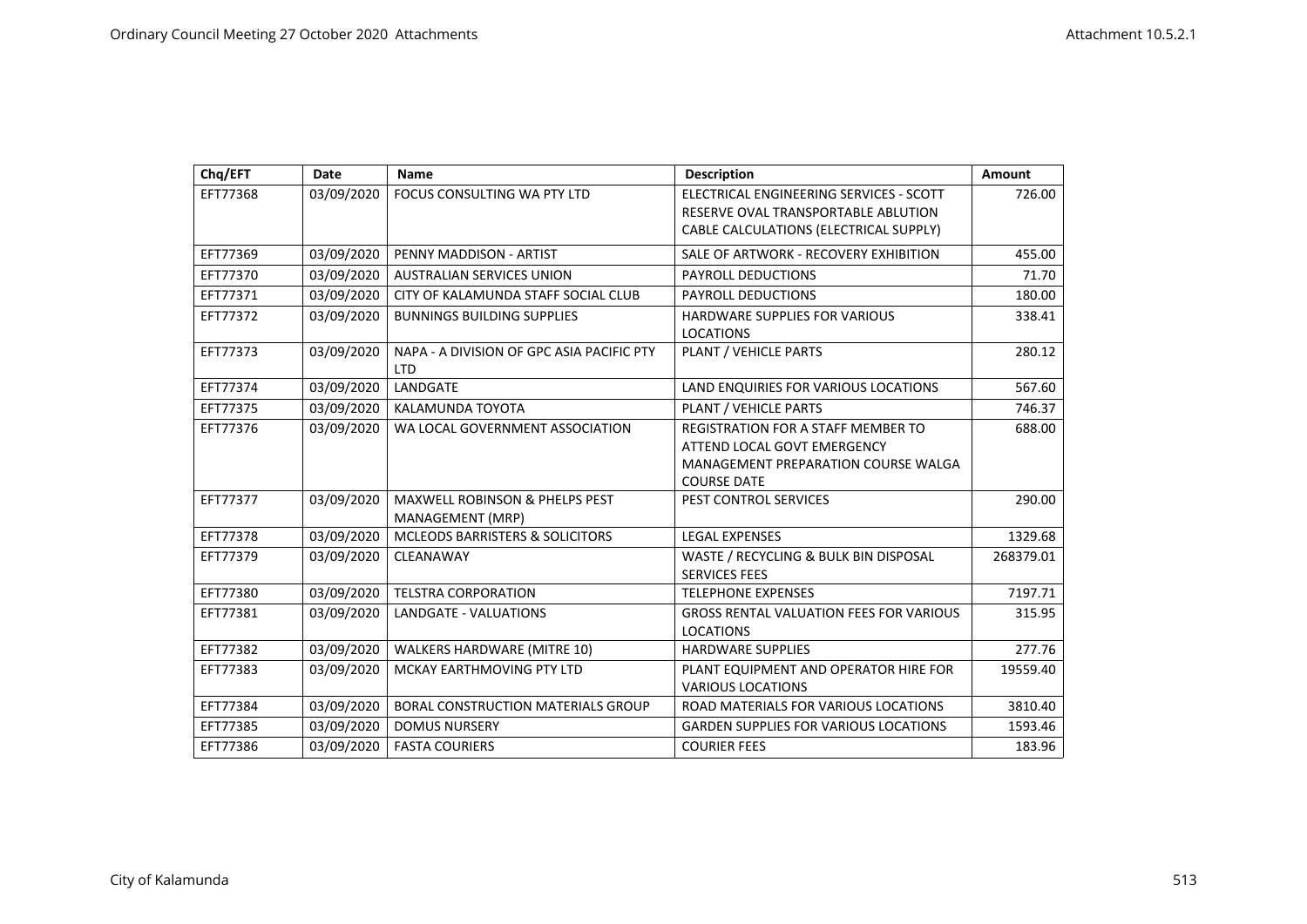| Chq/EFT | Date | Name | Description | Amount |
|---|---|---|---|---|
| EFT77368 | 03/09/2020 | FOCUS CONSULTING WA PTY LTD | ELECTRICAL ENGINEERING SERVICES - SCOTT RESERVE OVAL TRANSPORTABLE ABLUTION CABLE CALCULATIONS (ELECTRICAL SUPPLY) | 726.00 |
| EFT77369 | 03/09/2020 | PENNY MADDISON - ARTIST | SALE OF ARTWORK - RECOVERY EXHIBITION | 455.00 |
| EFT77370 | 03/09/2020 | AUSTRALIAN SERVICES UNION | PAYROLL DEDUCTIONS | 71.70 |
| EFT77371 | 03/09/2020 | CITY OF KALAMUNDA STAFF SOCIAL CLUB | PAYROLL DEDUCTIONS | 180.00 |
| EFT77372 | 03/09/2020 | BUNNINGS BUILDING SUPPLIES | HARDWARE SUPPLIES FOR VARIOUS LOCATIONS | 338.41 |
| EFT77373 | 03/09/2020 | NAPA - A DIVISION OF GPC ASIA PACIFIC PTY LTD | PLANT / VEHICLE PARTS | 280.12 |
| EFT77374 | 03/09/2020 | LANDGATE | LAND ENQUIRIES FOR VARIOUS LOCATIONS | 567.60 |
| EFT77375 | 03/09/2020 | KALAMUNDA TOYOTA | PLANT / VEHICLE PARTS | 746.37 |
| EFT77376 | 03/09/2020 | WA LOCAL GOVERNMENT ASSOCIATION | REGISTRATION FOR A STAFF MEMBER TO ATTEND LOCAL GOVT EMERGENCY MANAGEMENT PREPARATION COURSE WALGA COURSE DATE | 688.00 |
| EFT77377 | 03/09/2020 | MAXWELL ROBINSON & PHELPS PEST MANAGEMENT (MRP) | PEST CONTROL SERVICES | 290.00 |
| EFT77378 | 03/09/2020 | MCLEODS BARRISTERS & SOLICITORS | LEGAL EXPENSES | 1329.68 |
| EFT77379 | 03/09/2020 | CLEANAWAY | WASTE / RECYCLING & BULK BIN DISPOSAL SERVICES FEES | 268379.01 |
| EFT77380 | 03/09/2020 | TELSTRA CORPORATION | TELEPHONE EXPENSES | 7197.71 |
| EFT77381 | 03/09/2020 | LANDGATE - VALUATIONS | GROSS RENTAL VALUATION FEES FOR VARIOUS LOCATIONS | 315.95 |
| EFT77382 | 03/09/2020 | WALKERS HARDWARE (MITRE 10) | HARDWARE SUPPLIES | 277.76 |
| EFT77383 | 03/09/2020 | MCKAY EARTHMOVING PTY LTD | PLANT EQUIPMENT AND OPERATOR HIRE FOR VARIOUS LOCATIONS | 19559.40 |
| EFT77384 | 03/09/2020 | BORAL CONSTRUCTION MATERIALS GROUP | ROAD MATERIALS FOR VARIOUS LOCATIONS | 3810.40 |
| EFT77385 | 03/09/2020 | DOMUS NURSERY | GARDEN SUPPLIES FOR VARIOUS LOCATIONS | 1593.46 |
| EFT77386 | 03/09/2020 | FASTA COURIERS | COURIER FEES | 183.96 |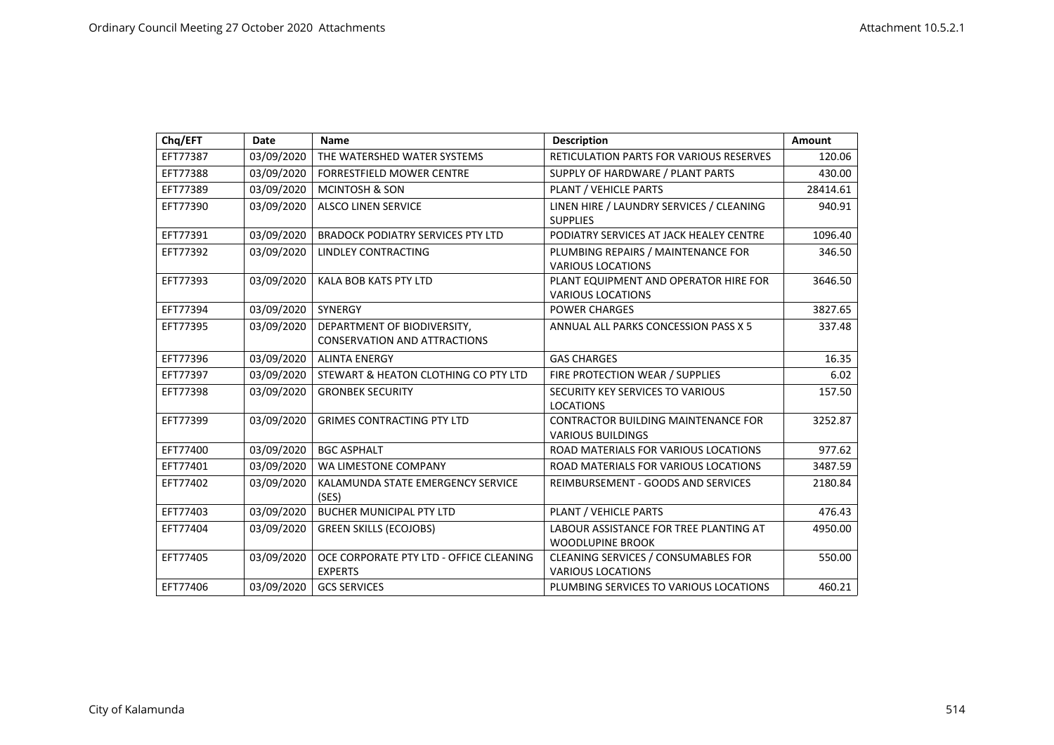| Chq/EFT | Date | Name | Description | Amount |
|---|---|---|---|---|
| EFT77387 | 03/09/2020 | THE WATERSHED WATER SYSTEMS | RETICULATION PARTS FOR VARIOUS RESERVES | 120.06 |
| EFT77388 | 03/09/2020 | FORRESTFIELD MOWER CENTRE | SUPPLY OF HARDWARE / PLANT PARTS | 430.00 |
| EFT77389 | 03/09/2020 | MCINTOSH & SON | PLANT / VEHICLE PARTS | 28414.61 |
| EFT77390 | 03/09/2020 | ALSCO LINEN SERVICE | LINEN HIRE / LAUNDRY SERVICES / CLEANING SUPPLIES | 940.91 |
| EFT77391 | 03/09/2020 | BRADOCK PODIATRY SERVICES PTY LTD | PODIATRY SERVICES AT JACK HEALEY CENTRE | 1096.40 |
| EFT77392 | 03/09/2020 | LINDLEY CONTRACTING | PLUMBING REPAIRS / MAINTENANCE FOR VARIOUS LOCATIONS | 346.50 |
| EFT77393 | 03/09/2020 | KALA BOB KATS PTY LTD | PLANT EQUIPMENT AND OPERATOR HIRE FOR VARIOUS LOCATIONS | 3646.50 |
| EFT77394 | 03/09/2020 | SYNERGY | POWER CHARGES | 3827.65 |
| EFT77395 | 03/09/2020 | DEPARTMENT OF BIODIVERSITY, CONSERVATION AND ATTRACTIONS | ANNUAL ALL PARKS CONCESSION PASS X 5 | 337.48 |
| EFT77396 | 03/09/2020 | ALINTA ENERGY | GAS CHARGES | 16.35 |
| EFT77397 | 03/09/2020 | STEWART & HEATON CLOTHING CO PTY LTD | FIRE PROTECTION WEAR / SUPPLIES | 6.02 |
| EFT77398 | 03/09/2020 | GRONBEK SECURITY | SECURITY KEY SERVICES TO VARIOUS LOCATIONS | 157.50 |
| EFT77399 | 03/09/2020 | GRIMES CONTRACTING PTY LTD | CONTRACTOR BUILDING MAINTENANCE FOR VARIOUS BUILDINGS | 3252.87 |
| EFT77400 | 03/09/2020 | BGC ASPHALT | ROAD MATERIALS FOR VARIOUS LOCATIONS | 977.62 |
| EFT77401 | 03/09/2020 | WA LIMESTONE COMPANY | ROAD MATERIALS FOR VARIOUS LOCATIONS | 3487.59 |
| EFT77402 | 03/09/2020 | KALAMUNDA STATE EMERGENCY SERVICE (SES) | REIMBURSEMENT - GOODS AND SERVICES | 2180.84 |
| EFT77403 | 03/09/2020 | BUCHER MUNICIPAL PTY LTD | PLANT / VEHICLE PARTS | 476.43 |
| EFT77404 | 03/09/2020 | GREEN SKILLS (ECOJOBS) | LABOUR ASSISTANCE FOR TREE PLANTING AT WOODLUPINE BROOK | 4950.00 |
| EFT77405 | 03/09/2020 | OCE CORPORATE PTY LTD - OFFICE CLEANING EXPERTS | CLEANING SERVICES / CONSUMABLES FOR VARIOUS LOCATIONS | 550.00 |
| EFT77406 | 03/09/2020 | GCS SERVICES | PLUMBING SERVICES TO VARIOUS LOCATIONS | 460.21 |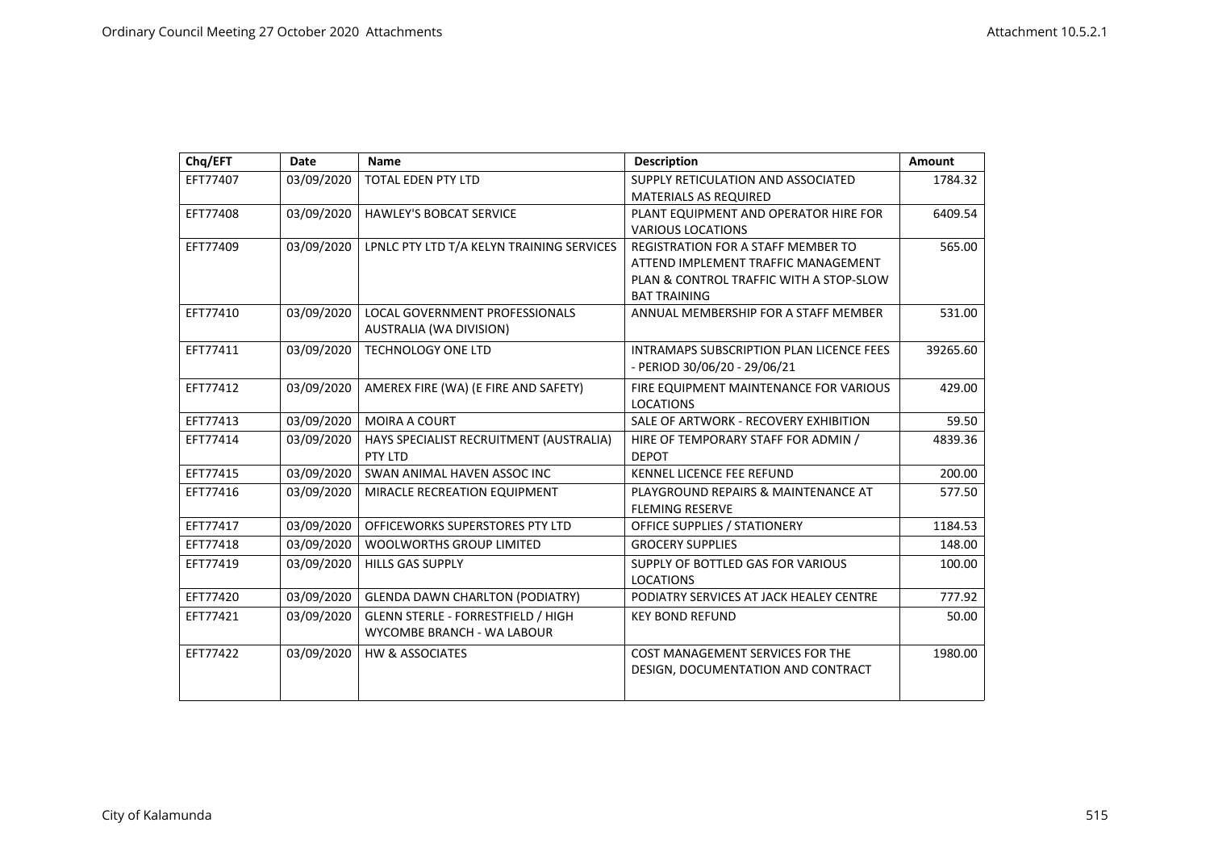| Chq/EFT | Date | Name | Description | Amount |
|---|---|---|---|---|
| EFT77407 | 03/09/2020 | TOTAL EDEN PTY LTD | SUPPLY RETICULATION AND ASSOCIATED MATERIALS AS REQUIRED | 1784.32 |
| EFT77408 | 03/09/2020 | HAWLEY'S BOBCAT SERVICE | PLANT EQUIPMENT AND OPERATOR HIRE FOR VARIOUS LOCATIONS | 6409.54 |
| EFT77409 | 03/09/2020 | LPNLC PTY LTD T/A KELYN TRAINING SERVICES | REGISTRATION FOR A STAFF MEMBER TO ATTEND IMPLEMENT TRAFFIC MANAGEMENT PLAN & CONTROL TRAFFIC WITH A STOP-SLOW BAT TRAINING | 565.00 |
| EFT77410 | 03/09/2020 | LOCAL GOVERNMENT PROFESSIONALS AUSTRALIA (WA DIVISION) | ANNUAL MEMBERSHIP FOR A STAFF MEMBER | 531.00 |
| EFT77411 | 03/09/2020 | TECHNOLOGY ONE LTD | INTRAMAPS SUBSCRIPTION PLAN LICENCE FEES - PERIOD 30/06/20 - 29/06/21 | 39265.60 |
| EFT77412 | 03/09/2020 | AMEREX FIRE (WA) (E FIRE AND SAFETY) | FIRE EQUIPMENT MAINTENANCE FOR VARIOUS LOCATIONS | 429.00 |
| EFT77413 | 03/09/2020 | MOIRA A COURT | SALE OF ARTWORK - RECOVERY EXHIBITION | 59.50 |
| EFT77414 | 03/09/2020 | HAYS SPECIALIST RECRUITMENT (AUSTRALIA) PTY LTD | HIRE OF TEMPORARY STAFF FOR ADMIN / DEPOT | 4839.36 |
| EFT77415 | 03/09/2020 | SWAN ANIMAL HAVEN ASSOC INC | KENNEL LICENCE FEE REFUND | 200.00 |
| EFT77416 | 03/09/2020 | MIRACLE RECREATION EQUIPMENT | PLAYGROUND REPAIRS & MAINTENANCE AT FLEMING RESERVE | 577.50 |
| EFT77417 | 03/09/2020 | OFFICEWORKS SUPERSTORES PTY LTD | OFFICE SUPPLIES / STATIONERY | 1184.53 |
| EFT77418 | 03/09/2020 | WOOLWORTHS GROUP LIMITED | GROCERY SUPPLIES | 148.00 |
| EFT77419 | 03/09/2020 | HILLS GAS SUPPLY | SUPPLY OF BOTTLED GAS FOR VARIOUS LOCATIONS | 100.00 |
| EFT77420 | 03/09/2020 | GLENDA DAWN CHARLTON (PODIATRY) | PODIATRY SERVICES AT JACK HEALEY CENTRE | 777.92 |
| EFT77421 | 03/09/2020 | GLENN STERLE - FORRESTFIELD / HIGH WYCOMBE BRANCH - WA LABOUR | KEY BOND REFUND | 50.00 |
| EFT77422 | 03/09/2020 | HW & ASSOCIATES | COST MANAGEMENT SERVICES FOR THE DESIGN, DOCUMENTATION AND CONTRACT | 1980.00 |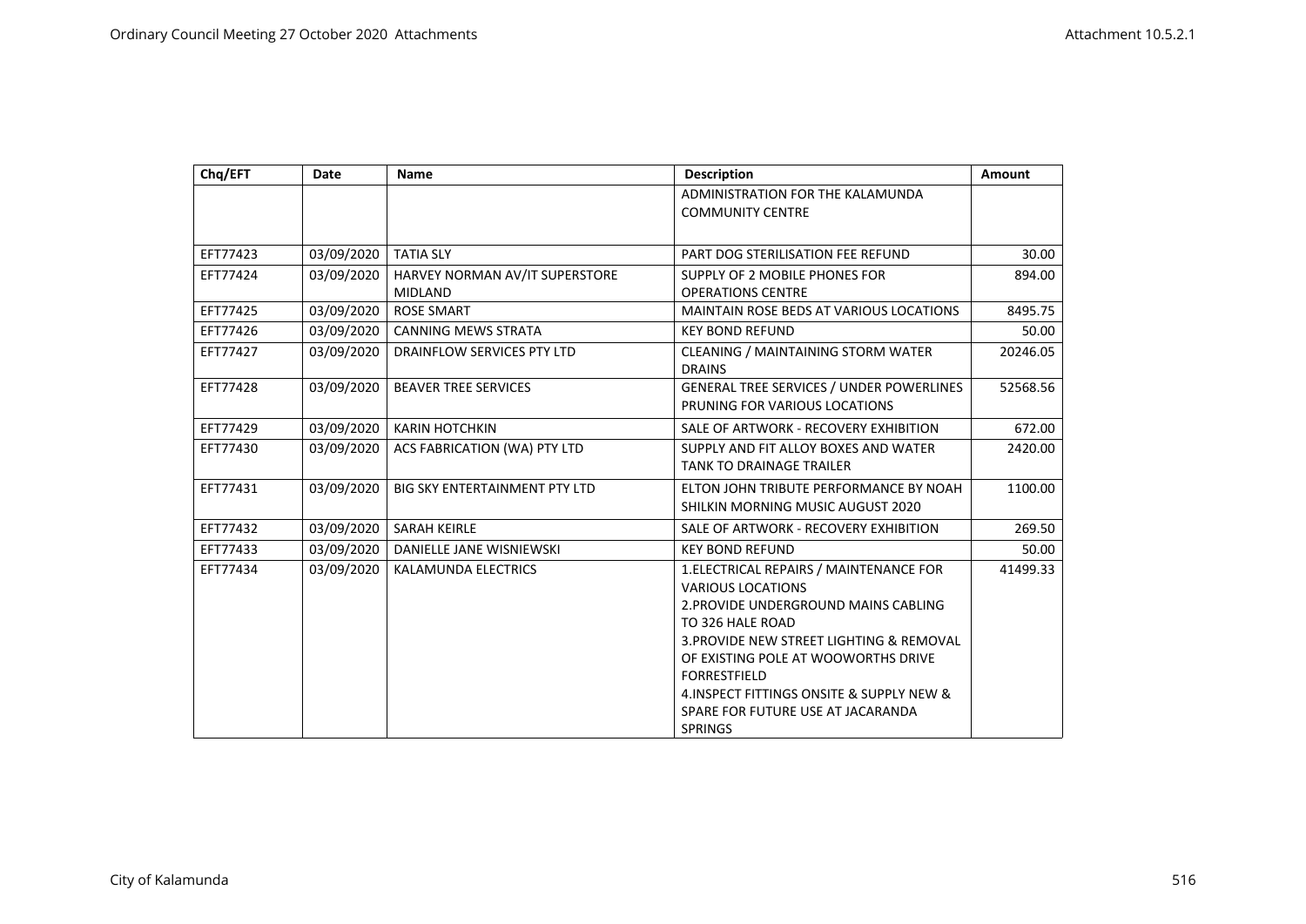| Chq/EFT | Date | Name | Description | Amount |
|---|---|---|---|---|
| | | | ADMINISTRATION FOR THE KALAMUNDA COMMUNITY CENTRE | |
| EFT77423 | 03/09/2020 | TATIA SLY | PART DOG STERILISATION FEE REFUND | 30.00 |
| EFT77424 | 03/09/2020 | HARVEY NORMAN AV/IT SUPERSTORE MIDLAND | SUPPLY OF 2 MOBILE PHONES FOR OPERATIONS CENTRE | 894.00 |
| EFT77425 | 03/09/2020 | ROSE SMART | MAINTAIN ROSE BEDS AT VARIOUS LOCATIONS | 8495.75 |
| EFT77426 | 03/09/2020 | CANNING MEWS STRATA | KEY BOND REFUND | 50.00 |
| EFT77427 | 03/09/2020 | DRAINFLOW SERVICES PTY LTD | CLEANING / MAINTAINING STORM WATER DRAINS | 20246.05 |
| EFT77428 | 03/09/2020 | BEAVER TREE SERVICES | GENERAL TREE SERVICES / UNDER POWERLINES PRUNING FOR VARIOUS LOCATIONS | 52568.56 |
| EFT77429 | 03/09/2020 | KARIN HOTCHKIN | SALE OF ARTWORK - RECOVERY EXHIBITION | 672.00 |
| EFT77430 | 03/09/2020 | ACS FABRICATION (WA) PTY LTD | SUPPLY AND FIT ALLOY BOXES AND WATER TANK TO DRAINAGE TRAILER | 2420.00 |
| EFT77431 | 03/09/2020 | BIG SKY ENTERTAINMENT PTY LTD | ELTON JOHN TRIBUTE PERFORMANCE BY NOAH SHILKIN MORNING MUSIC AUGUST 2020 | 1100.00 |
| EFT77432 | 03/09/2020 | SARAH KEIRLE | SALE OF ARTWORK - RECOVERY EXHIBITION | 269.50 |
| EFT77433 | 03/09/2020 | DANIELLE JANE WISNIEWSKI | KEY BOND REFUND | 50.00 |
| EFT77434 | 03/09/2020 | KALAMUNDA ELECTRICS | 1.ELECTRICAL REPAIRS / MAINTENANCE FOR VARIOUS LOCATIONS<br>2.PROVIDE UNDERGROUND MAINS CABLING TO 326 HALE ROAD<br>3.PROVIDE NEW STREET LIGHTING & REMOVAL OF EXISTING POLE AT WOOWORTHS DRIVE FORRESTFIELD<br>4.INSPECT FITTINGS ONSITE & SUPPLY NEW & SPARE FOR FUTURE USE AT JACARANDA SPRINGS | 41499.33 |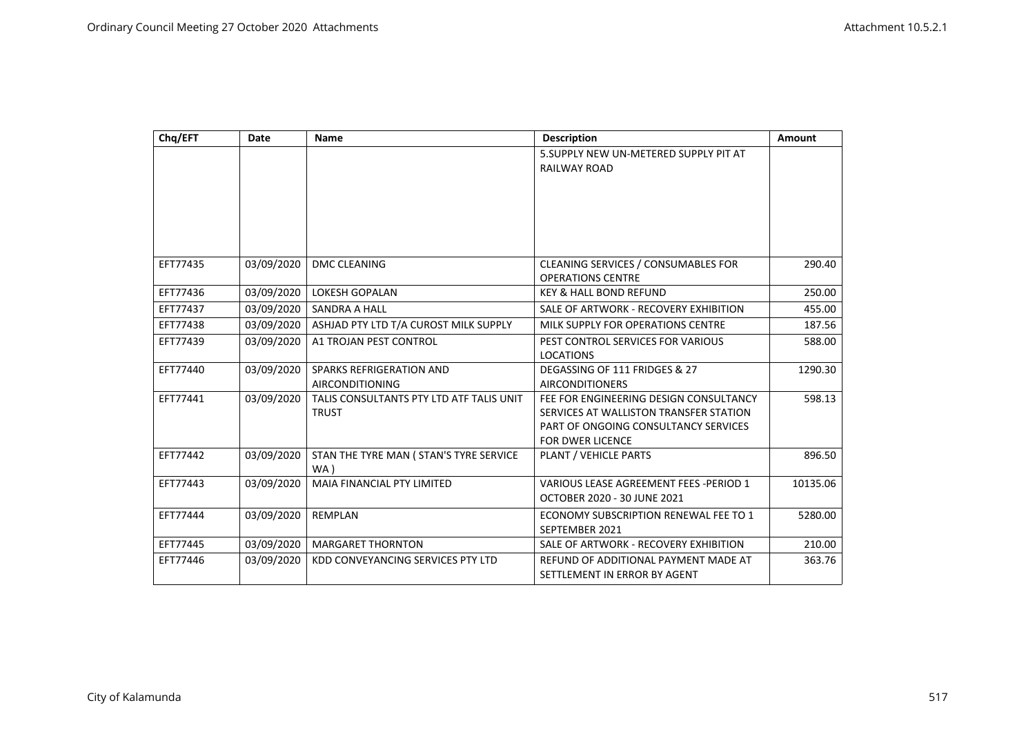| Chq/EFT | Date | Name | Description | Amount |
|---|---|---|---|---|
| | | | 5.SUPPLY NEW UN-METERED SUPPLY PIT AT RAILWAY ROAD | |
| EFT77435 | 03/09/2020 | DMC CLEANING | CLEANING SERVICES / CONSUMABLES FOR OPERATIONS CENTRE | 290.40 |
| EFT77436 | 03/09/2020 | LOKESH GOPALAN | KEY & HALL BOND REFUND | 250.00 |
| EFT77437 | 03/09/2020 | SANDRA A HALL | SALE OF ARTWORK - RECOVERY EXHIBITION | 455.00 |
| EFT77438 | 03/09/2020 | ASHJAD PTY LTD T/A CUROST MILK SUPPLY | MILK SUPPLY FOR OPERATIONS CENTRE | 187.56 |
| EFT77439 | 03/09/2020 | A1 TROJAN PEST CONTROL | PEST CONTROL SERVICES FOR VARIOUS LOCATIONS | 588.00 |
| EFT77440 | 03/09/2020 | SPARKS REFRIGERATION AND AIRCONDITIONING | DEGASSING OF 111 FRIDGES & 27 AIRCONDITIONERS | 1290.30 |
| EFT77441 | 03/09/2020 | TALIS CONSULTANTS PTY LTD ATF TALIS UNIT TRUST | FEE FOR ENGINEERING DESIGN CONSULTANCY SERVICES AT WALLISTON TRANSFER STATION PART OF ONGOING CONSULTANCY SERVICES FOR DWER LICENCE | 598.13 |
| EFT77442 | 03/09/2020 | STAN THE TYRE MAN ( STAN'S TYRE SERVICE WA ) | PLANT / VEHICLE PARTS | 896.50 |
| EFT77443 | 03/09/2020 | MAIA FINANCIAL PTY LIMITED | VARIOUS LEASE AGREEMENT FEES -PERIOD 1 OCTOBER 2020 - 30 JUNE 2021 | 10135.06 |
| EFT77444 | 03/09/2020 | REMPLAN | ECONOMY SUBSCRIPTION RENEWAL FEE TO 1 SEPTEMBER 2021 | 5280.00 |
| EFT77445 | 03/09/2020 | MARGARET THORNTON | SALE OF ARTWORK - RECOVERY EXHIBITION | 210.00 |
| EFT77446 | 03/09/2020 | KDD CONVEYANCING SERVICES PTY LTD | REFUND OF ADDITIONAL PAYMENT MADE AT SETTLEMENT IN ERROR BY AGENT | 363.76 |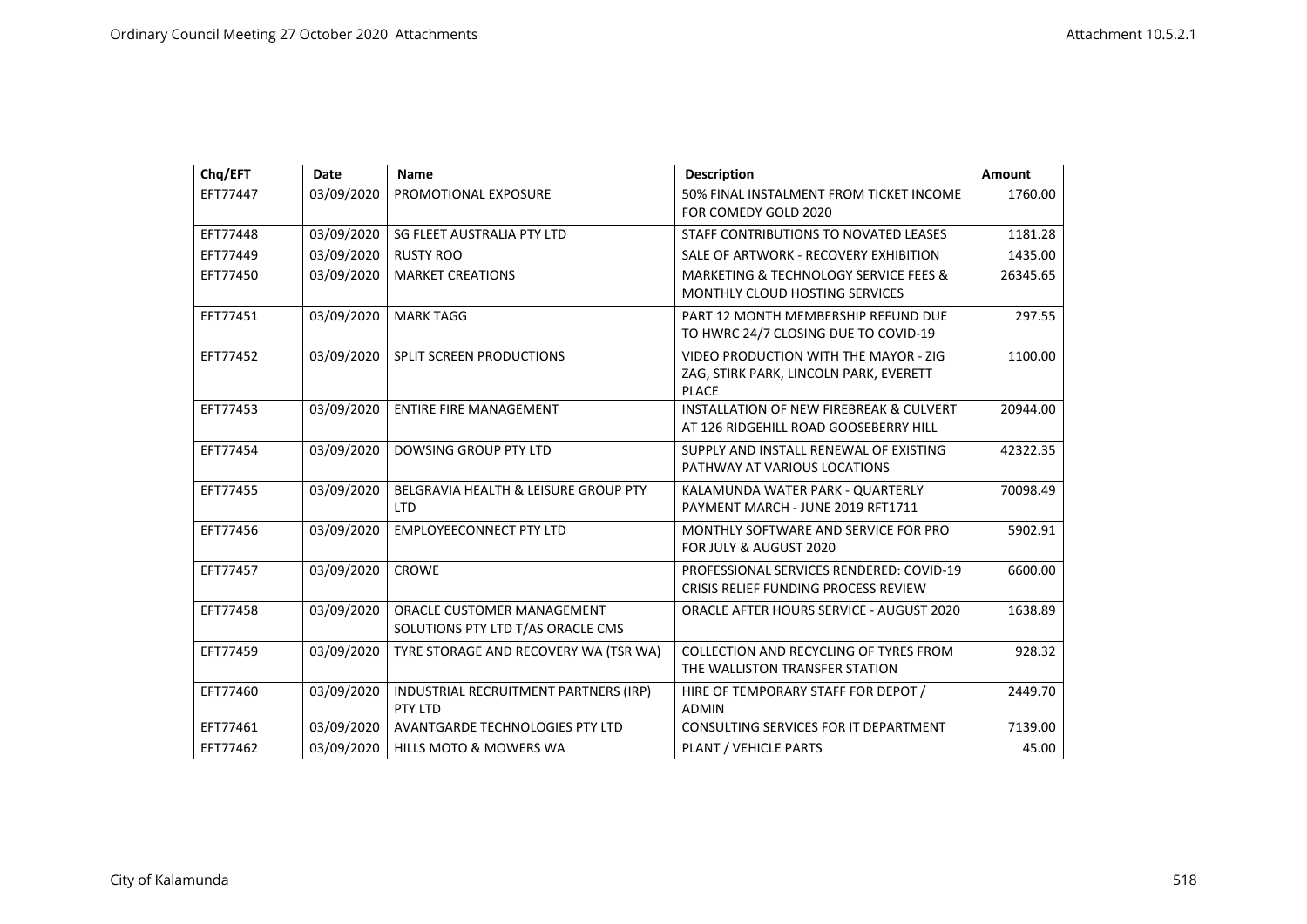| Chq/EFT | Date | Name | Description | Amount |
|---|---|---|---|---|
| EFT77447 | 03/09/2020 | PROMOTIONAL EXPOSURE | 50% FINAL INSTALMENT FROM TICKET INCOME FOR COMEDY GOLD 2020 | 1760.00 |
| EFT77448 | 03/09/2020 | SG FLEET AUSTRALIA PTY LTD | STAFF CONTRIBUTIONS TO NOVATED LEASES | 1181.28 |
| EFT77449 | 03/09/2020 | RUSTY ROO | SALE OF ARTWORK - RECOVERY EXHIBITION | 1435.00 |
| EFT77450 | 03/09/2020 | MARKET CREATIONS | MARKETING & TECHNOLOGY SERVICE FEES & MONTHLY CLOUD HOSTING SERVICES | 26345.65 |
| EFT77451 | 03/09/2020 | MARK TAGG | PART 12 MONTH MEMBERSHIP REFUND DUE TO HWRC 24/7 CLOSING DUE TO COVID-19 | 297.55 |
| EFT77452 | 03/09/2020 | SPLIT SCREEN PRODUCTIONS | VIDEO PRODUCTION WITH THE MAYOR - ZIG ZAG, STIRK PARK, LINCOLN PARK, EVERETT PLACE | 1100.00 |
| EFT77453 | 03/09/2020 | ENTIRE FIRE MANAGEMENT | INSTALLATION OF NEW FIREBREAK & CULVERT AT 126 RIDGEHILL ROAD GOOSEBERRY HILL | 20944.00 |
| EFT77454 | 03/09/2020 | DOWSING GROUP PTY LTD | SUPPLY AND INSTALL RENEWAL OF EXISTING PATHWAY AT VARIOUS LOCATIONS | 42322.35 |
| EFT77455 | 03/09/2020 | BELGRAVIA HEALTH & LEISURE GROUP PTY LTD | KALAMUNDA WATER PARK - QUARTERLY PAYMENT MARCH - JUNE 2019 RFT1711 | 70098.49 |
| EFT77456 | 03/09/2020 | EMPLOYEECONNECT PTY LTD | MONTHLY SOFTWARE AND SERVICE FOR PRO FOR JULY & AUGUST 2020 | 5902.91 |
| EFT77457 | 03/09/2020 | CROWE | PROFESSIONAL SERVICES RENDERED: COVID-19 CRISIS RELIEF FUNDING PROCESS REVIEW | 6600.00 |
| EFT77458 | 03/09/2020 | ORACLE CUSTOMER MANAGEMENT SOLUTIONS PTY LTD T/AS ORACLE CMS | ORACLE AFTER HOURS SERVICE - AUGUST 2020 | 1638.89 |
| EFT77459 | 03/09/2020 | TYRE STORAGE AND RECOVERY WA (TSR WA) | COLLECTION AND RECYCLING OF TYRES FROM THE WALLISTON TRANSFER STATION | 928.32 |
| EFT77460 | 03/09/2020 | INDUSTRIAL RECRUITMENT PARTNERS (IRP) PTY LTD | HIRE OF TEMPORARY STAFF FOR DEPOT / ADMIN | 2449.70 |
| EFT77461 | 03/09/2020 | AVANTGARDE TECHNOLOGIES PTY LTD | CONSULTING SERVICES FOR IT DEPARTMENT | 7139.00 |
| EFT77462 | 03/09/2020 | HILLS MOTO & MOWERS WA | PLANT / VEHICLE PARTS | 45.00 |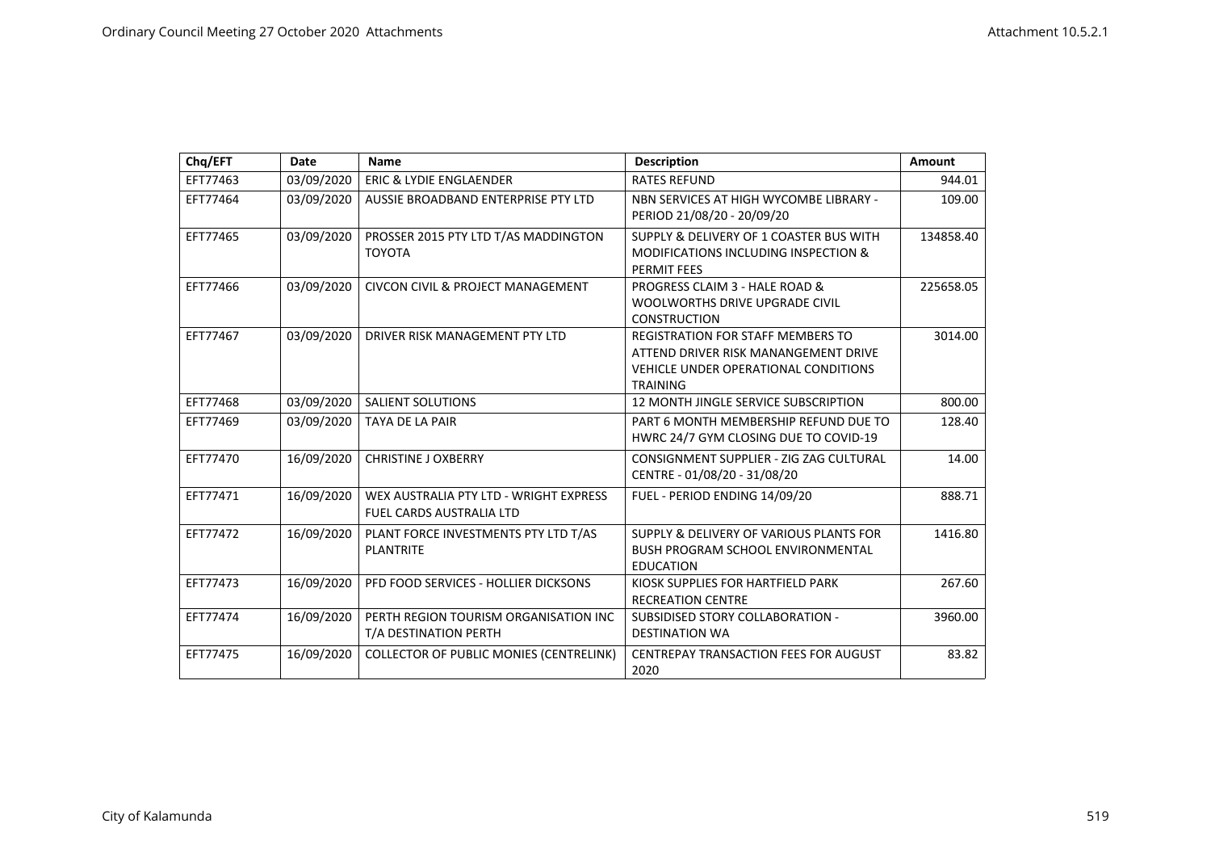| Chq/EFT | Date | Name | Description | Amount |
|---|---|---|---|---|
| EFT77463 | 03/09/2020 | ERIC & LYDIE ENGLAENDER | RATES REFUND | 944.01 |
| EFT77464 | 03/09/2020 | AUSSIE BROADBAND ENTERPRISE PTY LTD | NBN SERVICES AT HIGH WYCOMBE LIBRARY - PERIOD 21/08/20 - 20/09/20 | 109.00 |
| EFT77465 | 03/09/2020 | PROSSER 2015 PTY LTD T/AS MADDINGTON TOYOTA | SUPPLY & DELIVERY OF 1 COASTER BUS WITH MODIFICATIONS INCLUDING INSPECTION & PERMIT FEES | 134858.40 |
| EFT77466 | 03/09/2020 | CIVCON CIVIL & PROJECT MANAGEMENT | PROGRESS CLAIM 3 - HALE ROAD & WOOLWORTHS DRIVE UPGRADE CIVIL CONSTRUCTION | 225658.05 |
| EFT77467 | 03/09/2020 | DRIVER RISK MANAGEMENT PTY LTD | REGISTRATION FOR STAFF MEMBERS TO ATTEND DRIVER RISK MANANGEMENT DRIVE VEHICLE UNDER OPERATIONAL CONDITIONS TRAINING | 3014.00 |
| EFT77468 | 03/09/2020 | SALIENT SOLUTIONS | 12 MONTH JINGLE SERVICE SUBSCRIPTION | 800.00 |
| EFT77469 | 03/09/2020 | TAYA DE LA PAIR | PART 6 MONTH MEMBERSHIP REFUND DUE TO HWRC 24/7 GYM CLOSING DUE TO COVID-19 | 128.40 |
| EFT77470 | 16/09/2020 | CHRISTINE J OXBERRY | CONSIGNMENT SUPPLIER - ZIG ZAG CULTURAL CENTRE - 01/08/20 - 31/08/20 | 14.00 |
| EFT77471 | 16/09/2020 | WEX AUSTRALIA PTY LTD - WRIGHT EXPRESS FUEL CARDS AUSTRALIA LTD | FUEL - PERIOD ENDING 14/09/20 | 888.71 |
| EFT77472 | 16/09/2020 | PLANT FORCE INVESTMENTS PTY LTD T/AS PLANTRITE | SUPPLY & DELIVERY OF VARIOUS PLANTS FOR BUSH PROGRAM SCHOOL ENVIRONMENTAL EDUCATION | 1416.80 |
| EFT77473 | 16/09/2020 | PFD FOOD SERVICES - HOLLIER DICKSONS | KIOSK SUPPLIES FOR HARTFIELD PARK RECREATION CENTRE | 267.60 |
| EFT77474 | 16/09/2020 | PERTH REGION TOURISM ORGANISATION INC T/A DESTINATION PERTH | SUBSIDISED STORY COLLABORATION - DESTINATION WA | 3960.00 |
| EFT77475 | 16/09/2020 | COLLECTOR OF PUBLIC MONIES (CENTRELINK) | CENTREPAY TRANSACTION FEES FOR AUGUST 2020 | 83.82 |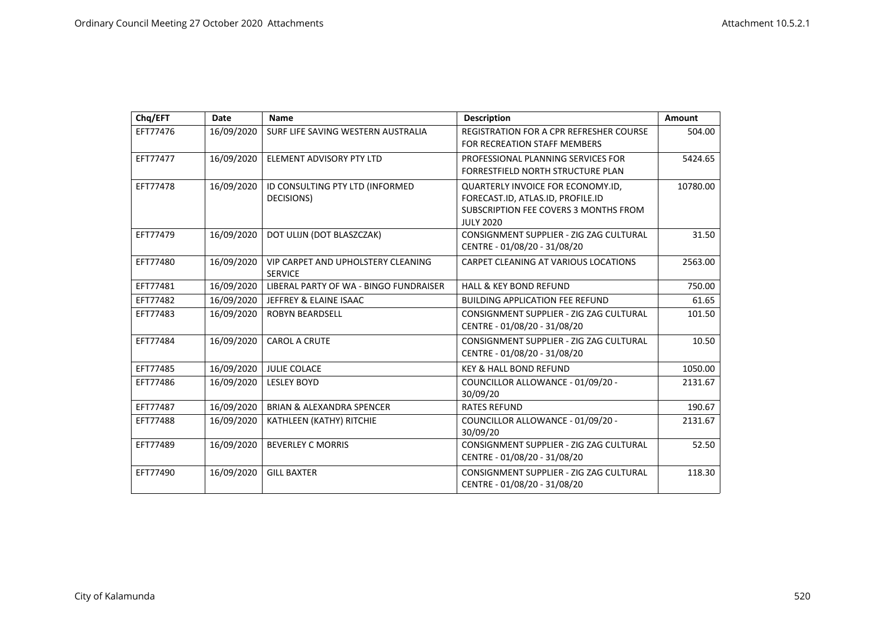| Chq/EFT | Date | Name | Description | Amount |
| --- | --- | --- | --- | --- |
| EFT77476 | 16/09/2020 | SURF LIFE SAVING WESTERN AUSTRALIA | REGISTRATION FOR A CPR REFRESHER COURSE FOR RECREATION STAFF MEMBERS | 504.00 |
| EFT77477 | 16/09/2020 | ELEMENT ADVISORY PTY LTD | PROFESSIONAL PLANNING SERVICES FOR FORRESTFIELD NORTH STRUCTURE PLAN | 5424.65 |
| EFT77478 | 16/09/2020 | ID CONSULTING PTY LTD (INFORMED DECISIONS) | QUARTERLY INVOICE FOR ECONOMY.ID, FORECAST.ID, ATLAS.ID, PROFILE.ID SUBSCRIPTION FEE COVERS 3 MONTHS FROM JULY 2020 | 10780.00 |
| EFT77479 | 16/09/2020 | DOT ULIJN (DOT BLASZCZAK) | CONSIGNMENT SUPPLIER - ZIG ZAG CULTURAL CENTRE - 01/08/20 - 31/08/20 | 31.50 |
| EFT77480 | 16/09/2020 | VIP CARPET AND UPHOLSTERY CLEANING SERVICE | CARPET CLEANING AT VARIOUS LOCATIONS | 2563.00 |
| EFT77481 | 16/09/2020 | LIBERAL PARTY OF WA - BINGO FUNDRAISER | HALL & KEY BOND REFUND | 750.00 |
| EFT77482 | 16/09/2020 | JEFFREY & ELAINE ISAAC | BUILDING APPLICATION FEE REFUND | 61.65 |
| EFT77483 | 16/09/2020 | ROBYN BEARDSELL | CONSIGNMENT SUPPLIER - ZIG ZAG CULTURAL CENTRE - 01/08/20 - 31/08/20 | 101.50 |
| EFT77484 | 16/09/2020 | CAROL A CRUTE | CONSIGNMENT SUPPLIER - ZIG ZAG CULTURAL CENTRE - 01/08/20 - 31/08/20 | 10.50 |
| EFT77485 | 16/09/2020 | JULIE COLACE | KEY & HALL BOND REFUND | 1050.00 |
| EFT77486 | 16/09/2020 | LESLEY BOYD | COUNCILLOR ALLOWANCE - 01/09/20 - 30/09/20 | 2131.67 |
| EFT77487 | 16/09/2020 | BRIAN & ALEXANDRA SPENCER | RATES REFUND | 190.67 |
| EFT77488 | 16/09/2020 | KATHLEEN (KATHY) RITCHIE | COUNCILLOR ALLOWANCE - 01/09/20 - 30/09/20 | 2131.67 |
| EFT77489 | 16/09/2020 | BEVERLEY C MORRIS | CONSIGNMENT SUPPLIER - ZIG ZAG CULTURAL CENTRE - 01/08/20 - 31/08/20 | 52.50 |
| EFT77490 | 16/09/2020 | GILL BAXTER | CONSIGNMENT SUPPLIER - ZIG ZAG CULTURAL CENTRE - 01/08/20 - 31/08/20 | 118.30 |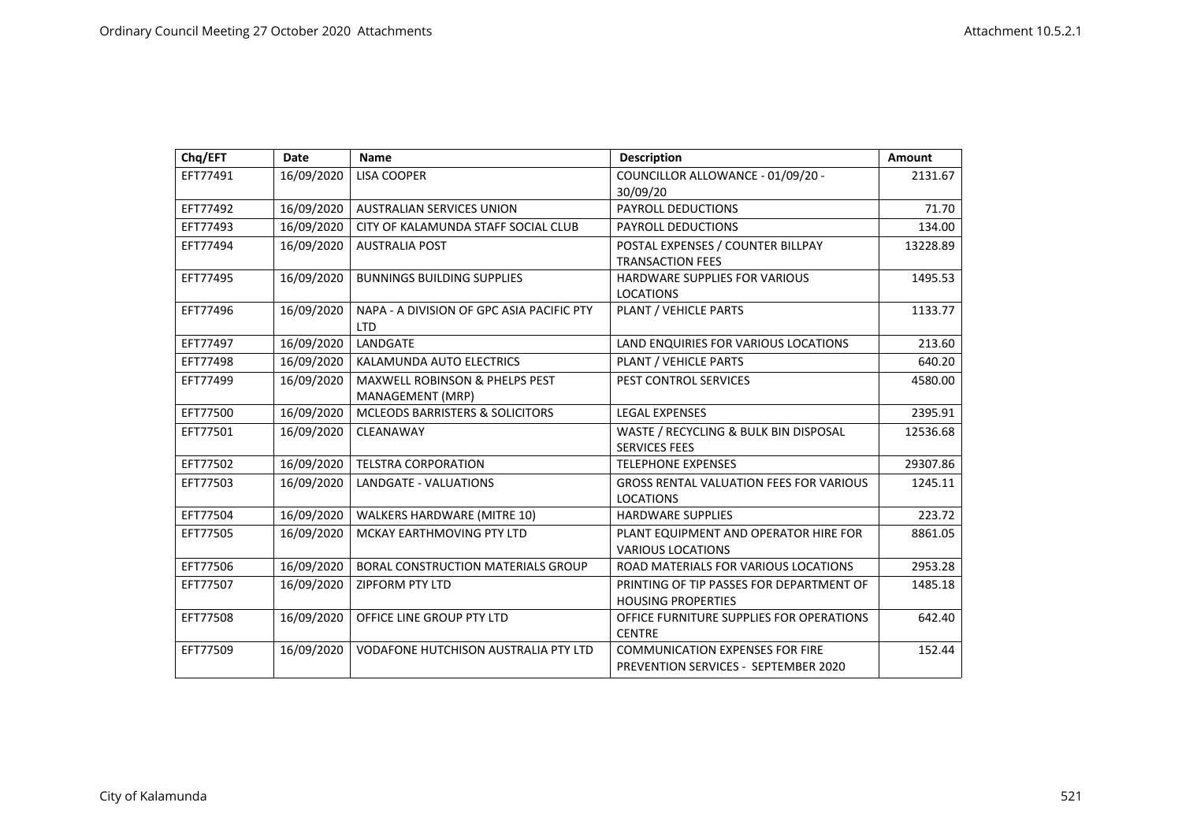| Chq/EFT | Date | Name | Description | Amount |
|---|---|---|---|---|
| EFT77491 | 16/09/2020 | LISA COOPER | COUNCILLOR ALLOWANCE - 01/09/20 - 30/09/20 | 2131.67 |
| EFT77492 | 16/09/2020 | AUSTRALIAN SERVICES UNION | PAYROLL DEDUCTIONS | 71.70 |
| EFT77493 | 16/09/2020 | CITY OF KALAMUNDA STAFF SOCIAL CLUB | PAYROLL DEDUCTIONS | 134.00 |
| EFT77494 | 16/09/2020 | AUSTRALIA POST | POSTAL EXPENSES / COUNTER BILLPAY TRANSACTION FEES | 13228.89 |
| EFT77495 | 16/09/2020 | BUNNINGS BUILDING SUPPLIES | HARDWARE SUPPLIES FOR VARIOUS LOCATIONS | 1495.53 |
| EFT77496 | 16/09/2020 | NAPA - A DIVISION OF GPC ASIA PACIFIC PTY LTD | PLANT / VEHICLE PARTS | 1133.77 |
| EFT77497 | 16/09/2020 | LANDGATE | LAND ENQUIRIES FOR VARIOUS LOCATIONS | 213.60 |
| EFT77498 | 16/09/2020 | KALAMUNDA AUTO ELECTRICS | PLANT / VEHICLE PARTS | 640.20 |
| EFT77499 | 16/09/2020 | MAXWELL ROBINSON & PHELPS PEST MANAGEMENT (MRP) | PEST CONTROL SERVICES | 4580.00 |
| EFT77500 | 16/09/2020 | MCLEODS BARRISTERS & SOLICITORS | LEGAL EXPENSES | 2395.91 |
| EFT77501 | 16/09/2020 | CLEANAWAY | WASTE / RECYCLING & BULK BIN DISPOSAL SERVICES FEES | 12536.68 |
| EFT77502 | 16/09/2020 | TELSTRA CORPORATION | TELEPHONE EXPENSES | 29307.86 |
| EFT77503 | 16/09/2020 | LANDGATE - VALUATIONS | GROSS RENTAL VALUATION FEES FOR VARIOUS LOCATIONS | 1245.11 |
| EFT77504 | 16/09/2020 | WALKERS HARDWARE (MITRE 10) | HARDWARE SUPPLIES | 223.72 |
| EFT77505 | 16/09/2020 | MCKAY EARTHMOVING PTY LTD | PLANT EQUIPMENT AND OPERATOR HIRE FOR VARIOUS LOCATIONS | 8861.05 |
| EFT77506 | 16/09/2020 | BORAL CONSTRUCTION MATERIALS GROUP | ROAD MATERIALS FOR VARIOUS LOCATIONS | 2953.28 |
| EFT77507 | 16/09/2020 | ZIPFORM PTY LTD | PRINTING OF TIP PASSES FOR DEPARTMENT OF HOUSING PROPERTIES | 1485.18 |
| EFT77508 | 16/09/2020 | OFFICE LINE GROUP PTY LTD | OFFICE FURNITURE SUPPLIES FOR OPERATIONS CENTRE | 642.40 |
| EFT77509 | 16/09/2020 | VODAFONE HUTCHISON AUSTRALIA PTY LTD | COMMUNICATION EXPENSES FOR FIRE PREVENTION SERVICES - SEPTEMBER 2020 | 152.44 |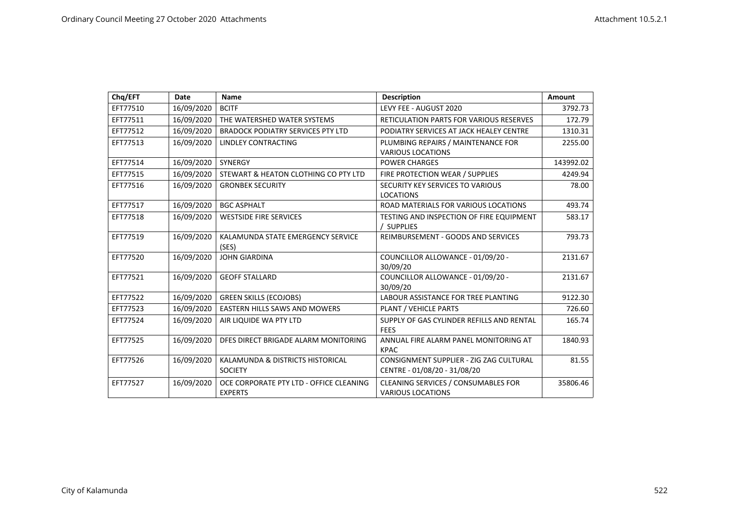| Chq/EFT | Date | Name | Description | Amount |
|---|---|---|---|---|
| EFT77510 | 16/09/2020 | BCITF | LEVY FEE - AUGUST 2020 | 3792.73 |
| EFT77511 | 16/09/2020 | THE WATERSHED WATER SYSTEMS | RETICULATION PARTS FOR VARIOUS RESERVES | 172.79 |
| EFT77512 | 16/09/2020 | BRADOCK PODIATRY SERVICES PTY LTD | PODIATRY SERVICES AT JACK HEALEY CENTRE | 1310.31 |
| EFT77513 | 16/09/2020 | LINDLEY CONTRACTING | PLUMBING REPAIRS / MAINTENANCE FOR VARIOUS LOCATIONS | 2255.00 |
| EFT77514 | 16/09/2020 | SYNERGY | POWER CHARGES | 143992.02 |
| EFT77515 | 16/09/2020 | STEWART & HEATON CLOTHING CO PTY LTD | FIRE PROTECTION WEAR / SUPPLIES | 4249.94 |
| EFT77516 | 16/09/2020 | GRONBEK SECURITY | SECURITY KEY SERVICES TO VARIOUS LOCATIONS | 78.00 |
| EFT77517 | 16/09/2020 | BGC ASPHALT | ROAD MATERIALS FOR VARIOUS LOCATIONS | 493.74 |
| EFT77518 | 16/09/2020 | WESTSIDE FIRE SERVICES | TESTING AND INSPECTION OF FIRE EQUIPMENT / SUPPLIES | 583.17 |
| EFT77519 | 16/09/2020 | KALAMUNDA STATE EMERGENCY SERVICE (SES) | REIMBURSEMENT - GOODS AND SERVICES | 793.73 |
| EFT77520 | 16/09/2020 | JOHN GIARDINA | COUNCILLOR ALLOWANCE - 01/09/20 - 30/09/20 | 2131.67 |
| EFT77521 | 16/09/2020 | GEOFF STALLARD | COUNCILLOR ALLOWANCE - 01/09/20 - 30/09/20 | 2131.67 |
| EFT77522 | 16/09/2020 | GREEN SKILLS (ECOJOBS) | LABOUR ASSISTANCE FOR TREE PLANTING | 9122.30 |
| EFT77523 | 16/09/2020 | EASTERN HILLS SAWS AND MOWERS | PLANT / VEHICLE PARTS | 726.60 |
| EFT77524 | 16/09/2020 | AIR LIQUIDE WA PTY LTD | SUPPLY OF GAS CYLINDER REFILLS AND RENTAL FEES | 165.74 |
| EFT77525 | 16/09/2020 | DFES DIRECT BRIGADE ALARM MONITORING | ANNUAL FIRE ALARM PANEL MONITORING AT KPAC | 1840.93 |
| EFT77526 | 16/09/2020 | KALAMUNDA & DISTRICTS HISTORICAL SOCIETY | CONSIGNMENT SUPPLIER - ZIG ZAG CULTURAL CENTRE - 01/08/20 - 31/08/20 | 81.55 |
| EFT77527 | 16/09/2020 | OCE CORPORATE PTY LTD - OFFICE CLEANING EXPERTS | CLEANING SERVICES / CONSUMABLES FOR VARIOUS LOCATIONS | 35806.46 |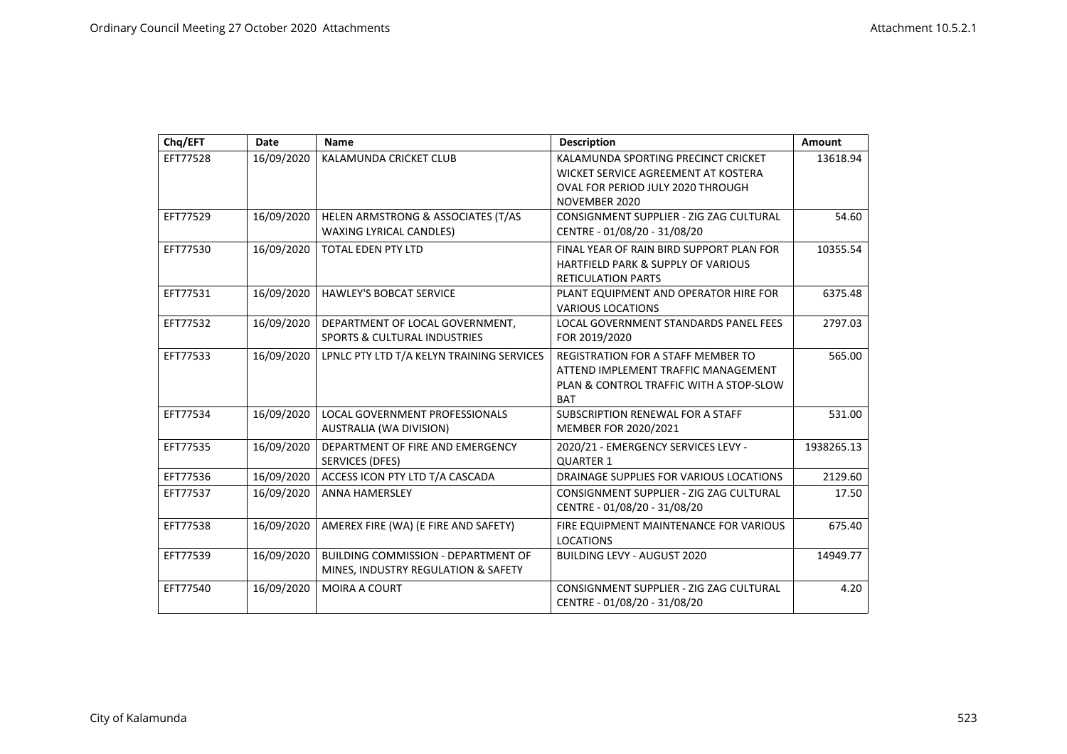| Chq/EFT | Date | Name | Description | Amount |
|---|---|---|---|---|
| EFT77528 | 16/09/2020 | KALAMUNDA CRICKET CLUB | KALAMUNDA SPORTING PRECINCT CRICKET WICKET SERVICE AGREEMENT AT KOSTERA OVAL FOR PERIOD JULY 2020 THROUGH NOVEMBER 2020 | 13618.94 |
| EFT77529 | 16/09/2020 | HELEN ARMSTRONG & ASSOCIATES (T/AS WAXING LYRICAL CANDLES) | CONSIGNMENT SUPPLIER - ZIG ZAG CULTURAL CENTRE - 01/08/20 - 31/08/20 | 54.60 |
| EFT77530 | 16/09/2020 | TOTAL EDEN PTY LTD | FINAL YEAR OF RAIN BIRD SUPPORT PLAN FOR HARTFIELD PARK & SUPPLY OF VARIOUS RETICULATION PARTS | 10355.54 |
| EFT77531 | 16/09/2020 | HAWLEY'S BOBCAT SERVICE | PLANT EQUIPMENT AND OPERATOR HIRE FOR VARIOUS LOCATIONS | 6375.48 |
| EFT77532 | 16/09/2020 | DEPARTMENT OF LOCAL GOVERNMENT, SPORTS & CULTURAL INDUSTRIES | LOCAL GOVERNMENT STANDARDS PANEL FEES FOR 2019/2020 | 2797.03 |
| EFT77533 | 16/09/2020 | LPNLC PTY LTD T/A KELYN TRAINING SERVICES | REGISTRATION FOR A STAFF MEMBER TO ATTEND IMPLEMENT TRAFFIC MANAGEMENT PLAN & CONTROL TRAFFIC WITH A STOP-SLOW BAT | 565.00 |
| EFT77534 | 16/09/2020 | LOCAL GOVERNMENT PROFESSIONALS AUSTRALIA (WA DIVISION) | SUBSCRIPTION RENEWAL FOR A STAFF MEMBER FOR 2020/2021 | 531.00 |
| EFT77535 | 16/09/2020 | DEPARTMENT OF FIRE AND EMERGENCY SERVICES (DFES) | 2020/21 - EMERGENCY SERVICES LEVY - QUARTER 1 | 1938265.13 |
| EFT77536 | 16/09/2020 | ACCESS ICON PTY LTD T/A CASCADA | DRAINAGE SUPPLIES FOR VARIOUS LOCATIONS | 2129.60 |
| EFT77537 | 16/09/2020 | ANNA HAMERSLEY | CONSIGNMENT SUPPLIER - ZIG ZAG CULTURAL CENTRE - 01/08/20 - 31/08/20 | 17.50 |
| EFT77538 | 16/09/2020 | AMEREX FIRE (WA) (E FIRE AND SAFETY) | FIRE EQUIPMENT MAINTENANCE FOR VARIOUS LOCATIONS | 675.40 |
| EFT77539 | 16/09/2020 | BUILDING COMMISSION - DEPARTMENT OF MINES, INDUSTRY REGULATION & SAFETY | BUILDING LEVY - AUGUST 2020 | 14949.77 |
| EFT77540 | 16/09/2020 | MOIRA A COURT | CONSIGNMENT SUPPLIER - ZIG ZAG CULTURAL CENTRE - 01/08/20 - 31/08/20 | 4.20 |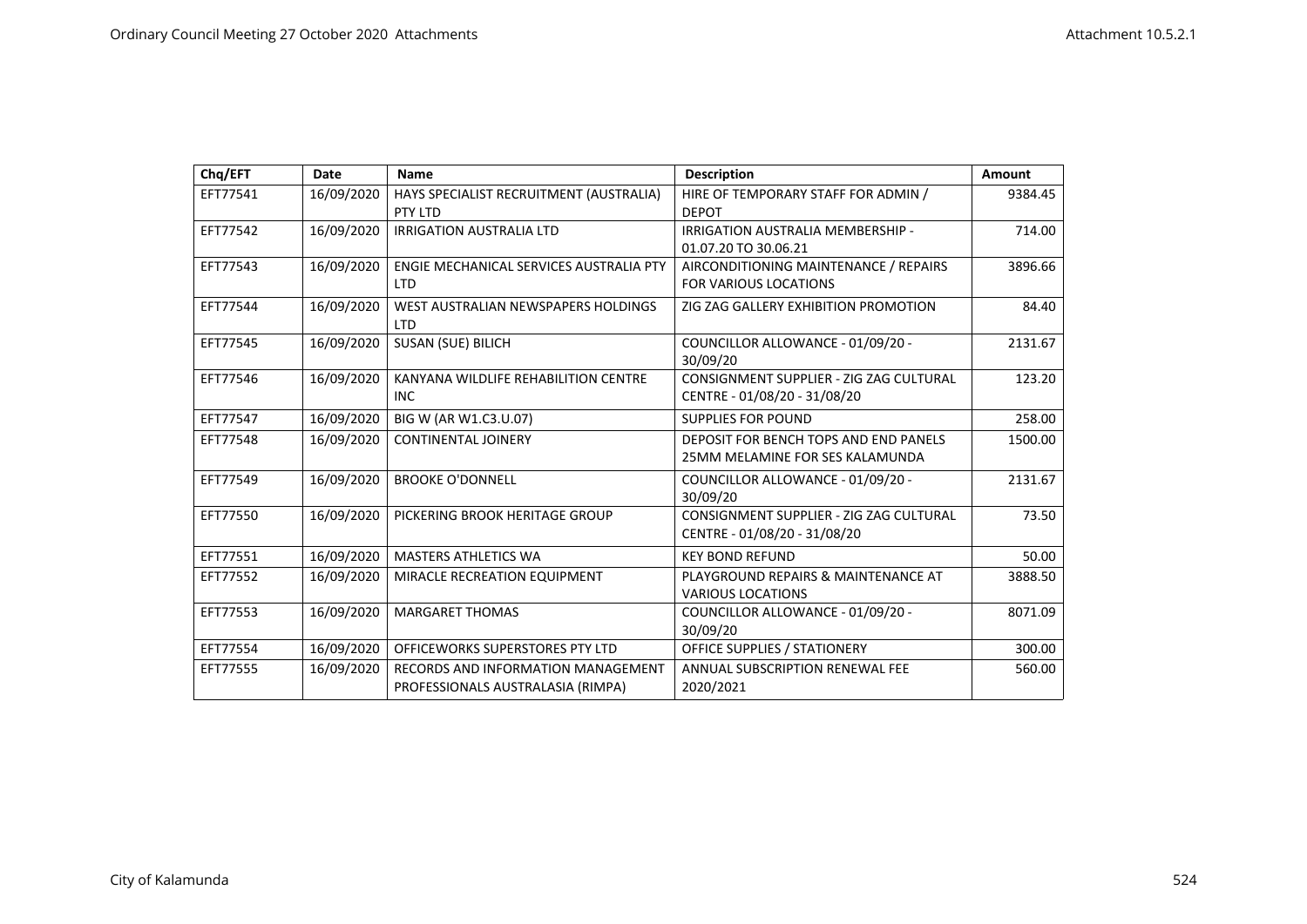| Chq/EFT | Date | Name | Description | Amount |
|---|---|---|---|---|
| EFT77541 | 16/09/2020 | HAYS SPECIALIST RECRUITMENT (AUSTRALIA) PTY LTD | HIRE OF TEMPORARY STAFF FOR ADMIN / DEPOT | 9384.45 |
| EFT77542 | 16/09/2020 | IRRIGATION AUSTRALIA LTD | IRRIGATION AUSTRALIA MEMBERSHIP - 01.07.20 TO 30.06.21 | 714.00 |
| EFT77543 | 16/09/2020 | ENGIE MECHANICAL SERVICES AUSTRALIA PTY LTD | AIRCONDITIONING MAINTENANCE / REPAIRS FOR VARIOUS LOCATIONS | 3896.66 |
| EFT77544 | 16/09/2020 | WEST AUSTRALIAN NEWSPAPERS HOLDINGS LTD | ZIG ZAG GALLERY EXHIBITION PROMOTION | 84.40 |
| EFT77545 | 16/09/2020 | SUSAN (SUE) BILICH | COUNCILLOR ALLOWANCE - 01/09/20 - 30/09/20 | 2131.67 |
| EFT77546 | 16/09/2020 | KANYANA WILDLIFE REHABILITION CENTRE INC | CONSIGNMENT SUPPLIER - ZIG ZAG CULTURAL CENTRE - 01/08/20 - 31/08/20 | 123.20 |
| EFT77547 | 16/09/2020 | BIG W (AR W1.C3.U.07) | SUPPLIES FOR POUND | 258.00 |
| EFT77548 | 16/09/2020 | CONTINENTAL JOINERY | DEPOSIT FOR BENCH TOPS AND END PANELS 25MM MELAMINE FOR SES KALAMUNDA | 1500.00 |
| EFT77549 | 16/09/2020 | BROOKE O'DONNELL | COUNCILLOR ALLOWANCE - 01/09/20 - 30/09/20 | 2131.67 |
| EFT77550 | 16/09/2020 | PICKERING BROOK HERITAGE GROUP | CONSIGNMENT SUPPLIER - ZIG ZAG CULTURAL CENTRE - 01/08/20 - 31/08/20 | 73.50 |
| EFT77551 | 16/09/2020 | MASTERS ATHLETICS WA | KEY BOND REFUND | 50.00 |
| EFT77552 | 16/09/2020 | MIRACLE RECREATION EQUIPMENT | PLAYGROUND REPAIRS & MAINTENANCE AT VARIOUS LOCATIONS | 3888.50 |
| EFT77553 | 16/09/2020 | MARGARET THOMAS | COUNCILLOR ALLOWANCE - 01/09/20 - 30/09/20 | 8071.09 |
| EFT77554 | 16/09/2020 | OFFICEWORKS SUPERSTORES PTY LTD | OFFICE SUPPLIES / STATIONERY | 300.00 |
| EFT77555 | 16/09/2020 | RECORDS AND INFORMATION MANAGEMENT PROFESSIONALS AUSTRALASIA (RIMPA) | ANNUAL SUBSCRIPTION RENEWAL FEE 2020/2021 | 560.00 |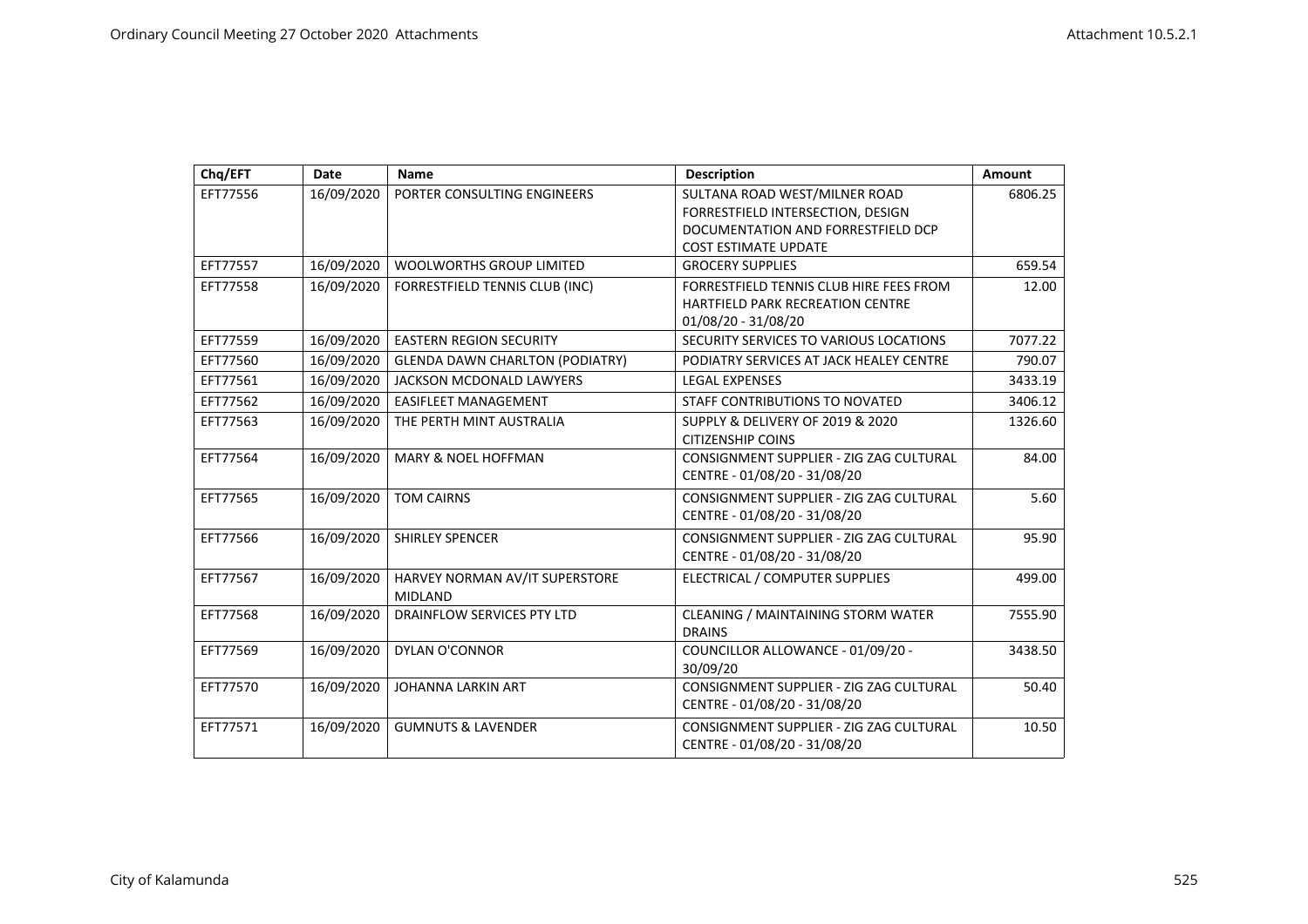| Chq/EFT | Date | Name | Description | Amount |
|---|---|---|---|---|
| EFT77556 | 16/09/2020 | PORTER CONSULTING ENGINEERS | SULTANA ROAD WEST/MILNER ROAD FORRESTFIELD INTERSECTION, DESIGN DOCUMENTATION AND FORRESTFIELD DCP COST ESTIMATE UPDATE | 6806.25 |
| EFT77557 | 16/09/2020 | WOOLWORTHS GROUP LIMITED | GROCERY SUPPLIES | 659.54 |
| EFT77558 | 16/09/2020 | FORRESTFIELD TENNIS CLUB (INC) | FORRESTFIELD TENNIS CLUB HIRE FEES FROM HARTFIELD PARK RECREATION CENTRE 01/08/20 - 31/08/20 | 12.00 |
| EFT77559 | 16/09/2020 | EASTERN REGION SECURITY | SECURITY SERVICES TO VARIOUS LOCATIONS | 7077.22 |
| EFT77560 | 16/09/2020 | GLENDA DAWN CHARLTON (PODIATRY) | PODIATRY SERVICES AT JACK HEALEY CENTRE | 790.07 |
| EFT77561 | 16/09/2020 | JACKSON MCDONALD LAWYERS | LEGAL EXPENSES | 3433.19 |
| EFT77562 | 16/09/2020 | EASIFLEET MANAGEMENT | STAFF CONTRIBUTIONS TO NOVATED | 3406.12 |
| EFT77563 | 16/09/2020 | THE PERTH MINT AUSTRALIA | SUPPLY & DELIVERY OF 2019 & 2020 CITIZENSHIP COINS | 1326.60 |
| EFT77564 | 16/09/2020 | MARY & NOEL HOFFMAN | CONSIGNMENT SUPPLIER - ZIG ZAG CULTURAL CENTRE - 01/08/20 - 31/08/20 | 84.00 |
| EFT77565 | 16/09/2020 | TOM CAIRNS | CONSIGNMENT SUPPLIER - ZIG ZAG CULTURAL CENTRE - 01/08/20 - 31/08/20 | 5.60 |
| EFT77566 | 16/09/2020 | SHIRLEY SPENCER | CONSIGNMENT SUPPLIER - ZIG ZAG CULTURAL CENTRE - 01/08/20 - 31/08/20 | 95.90 |
| EFT77567 | 16/09/2020 | HARVEY NORMAN AV/IT SUPERSTORE MIDLAND | ELECTRICAL / COMPUTER SUPPLIES | 499.00 |
| EFT77568 | 16/09/2020 | DRAINFLOW SERVICES PTY LTD | CLEANING / MAINTAINING STORM WATER DRAINS | 7555.90 |
| EFT77569 | 16/09/2020 | DYLAN O'CONNOR | COUNCILLOR ALLOWANCE - 01/09/20 - 30/09/20 | 3438.50 |
| EFT77570 | 16/09/2020 | JOHANNA LARKIN ART | CONSIGNMENT SUPPLIER - ZIG ZAG CULTURAL CENTRE - 01/08/20 - 31/08/20 | 50.40 |
| EFT77571 | 16/09/2020 | GUMNUTS & LAVENDER | CONSIGNMENT SUPPLIER - ZIG ZAG CULTURAL CENTRE - 01/08/20 - 31/08/20 | 10.50 |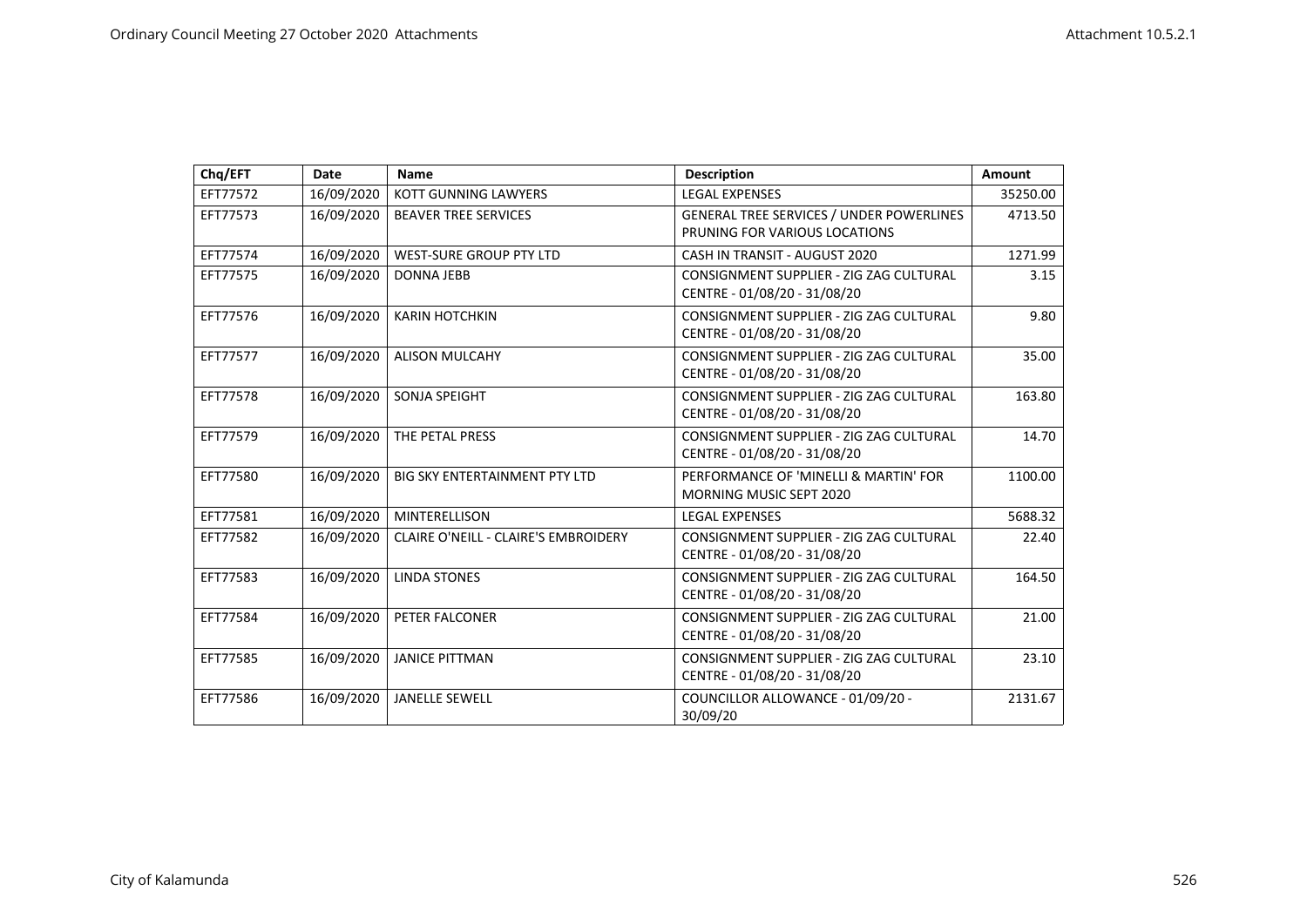| Chq/EFT | Date | Name | Description | Amount |
|---|---|---|---|---|
| EFT77572 | 16/09/2020 | KOTT GUNNING LAWYERS | LEGAL EXPENSES | 35250.00 |
| EFT77573 | 16/09/2020 | BEAVER TREE SERVICES | GENERAL TREE SERVICES / UNDER POWERLINES PRUNING FOR VARIOUS LOCATIONS | 4713.50 |
| EFT77574 | 16/09/2020 | WEST-SURE GROUP PTY LTD | CASH IN TRANSIT - AUGUST 2020 | 1271.99 |
| EFT77575 | 16/09/2020 | DONNA JEBB | CONSIGNMENT SUPPLIER - ZIG ZAG CULTURAL CENTRE - 01/08/20 - 31/08/20 | 3.15 |
| EFT77576 | 16/09/2020 | KARIN HOTCHKIN | CONSIGNMENT SUPPLIER - ZIG ZAG CULTURAL CENTRE - 01/08/20 - 31/08/20 | 9.80 |
| EFT77577 | 16/09/2020 | ALISON MULCAHY | CONSIGNMENT SUPPLIER - ZIG ZAG CULTURAL CENTRE - 01/08/20 - 31/08/20 | 35.00 |
| EFT77578 | 16/09/2020 | SONJA SPEIGHT | CONSIGNMENT SUPPLIER - ZIG ZAG CULTURAL CENTRE - 01/08/20 - 31/08/20 | 163.80 |
| EFT77579 | 16/09/2020 | THE PETAL PRESS | CONSIGNMENT SUPPLIER - ZIG ZAG CULTURAL CENTRE - 01/08/20 - 31/08/20 | 14.70 |
| EFT77580 | 16/09/2020 | BIG SKY ENTERTAINMENT PTY LTD | PERFORMANCE OF 'MINELLI & MARTIN' FOR MORNING MUSIC SEPT 2020 | 1100.00 |
| EFT77581 | 16/09/2020 | MINTERELLISON | LEGAL EXPENSES | 5688.32 |
| EFT77582 | 16/09/2020 | CLAIRE O'NEILL - CLAIRE'S EMBROIDERY | CONSIGNMENT SUPPLIER - ZIG ZAG CULTURAL CENTRE - 01/08/20 - 31/08/20 | 22.40 |
| EFT77583 | 16/09/2020 | LINDA STONES | CONSIGNMENT SUPPLIER - ZIG ZAG CULTURAL CENTRE - 01/08/20 - 31/08/20 | 164.50 |
| EFT77584 | 16/09/2020 | PETER FALCONER | CONSIGNMENT SUPPLIER - ZIG ZAG CULTURAL CENTRE - 01/08/20 - 31/08/20 | 21.00 |
| EFT77585 | 16/09/2020 | JANICE PITTMAN | CONSIGNMENT SUPPLIER - ZIG ZAG CULTURAL CENTRE - 01/08/20 - 31/08/20 | 23.10 |
| EFT77586 | 16/09/2020 | JANELLE SEWELL | COUNCILLOR ALLOWANCE - 01/09/20 - 30/09/20 | 2131.67 |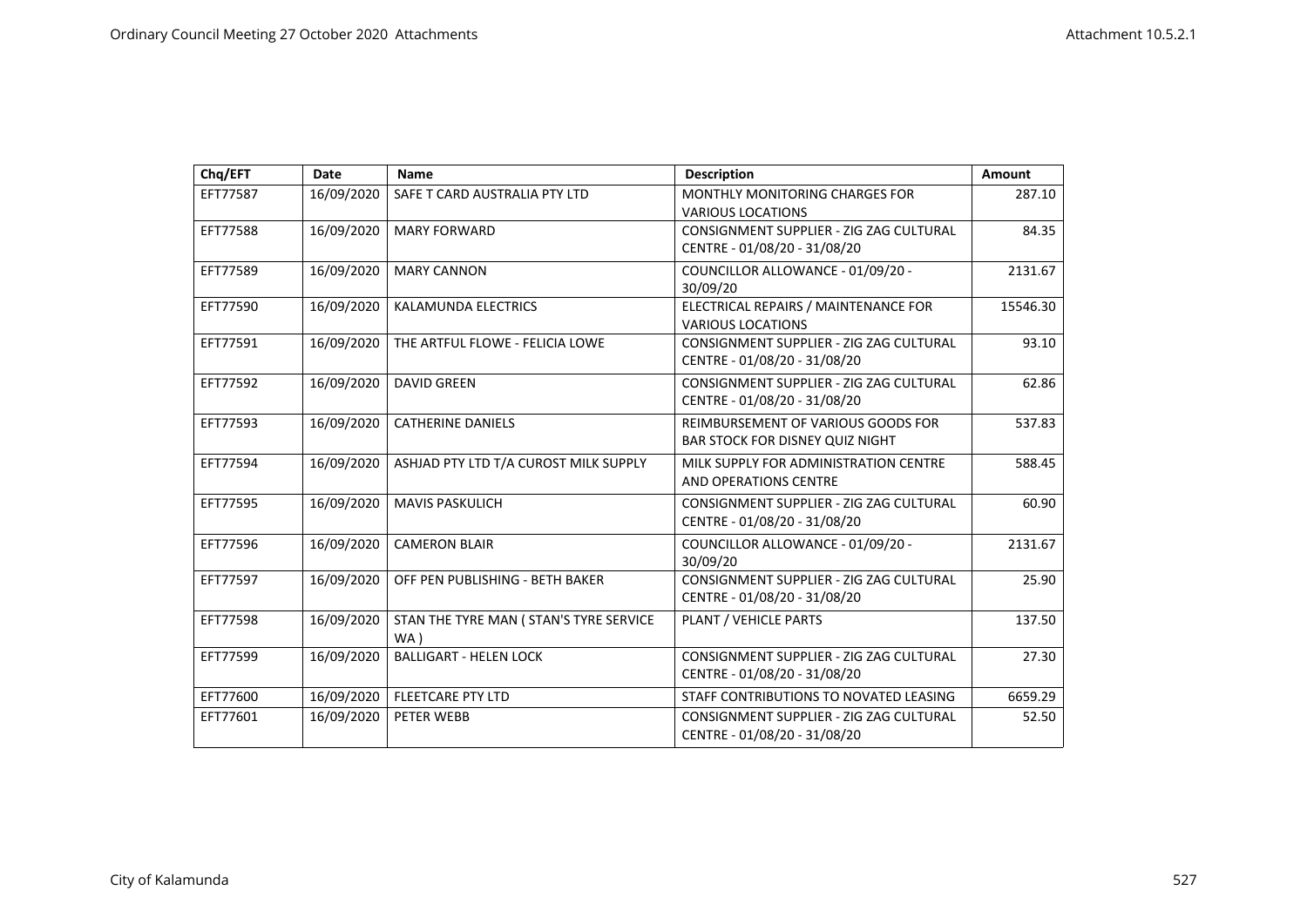| Chq/EFT | Date | Name | Description | Amount |
|---|---|---|---|---|
| EFT77587 | 16/09/2020 | SAFE T CARD AUSTRALIA PTY LTD | MONTHLY MONITORING CHARGES FOR VARIOUS LOCATIONS | 287.10 |
| EFT77588 | 16/09/2020 | MARY FORWARD | CONSIGNMENT SUPPLIER - ZIG ZAG CULTURAL CENTRE - 01/08/20 - 31/08/20 | 84.35 |
| EFT77589 | 16/09/2020 | MARY CANNON | COUNCILLOR ALLOWANCE - 01/09/20 - 30/09/20 | 2131.67 |
| EFT77590 | 16/09/2020 | KALAMUNDA ELECTRICS | ELECTRICAL REPAIRS / MAINTENANCE FOR VARIOUS LOCATIONS | 15546.30 |
| EFT77591 | 16/09/2020 | THE ARTFUL FLOWE - FELICIA LOWE | CONSIGNMENT SUPPLIER - ZIG ZAG CULTURAL CENTRE - 01/08/20 - 31/08/20 | 93.10 |
| EFT77592 | 16/09/2020 | DAVID GREEN | CONSIGNMENT SUPPLIER - ZIG ZAG CULTURAL CENTRE - 01/08/20 - 31/08/20 | 62.86 |
| EFT77593 | 16/09/2020 | CATHERINE DANIELS | REIMBURSEMENT OF VARIOUS GOODS FOR BAR STOCK FOR DISNEY QUIZ NIGHT | 537.83 |
| EFT77594 | 16/09/2020 | ASHJAD PTY LTD T/A CUROST MILK SUPPLY | MILK SUPPLY FOR ADMINISTRATION CENTRE AND OPERATIONS CENTRE | 588.45 |
| EFT77595 | 16/09/2020 | MAVIS PASKULICH | CONSIGNMENT SUPPLIER - ZIG ZAG CULTURAL CENTRE - 01/08/20 - 31/08/20 | 60.90 |
| EFT77596 | 16/09/2020 | CAMERON BLAIR | COUNCILLOR ALLOWANCE - 01/09/20 - 30/09/20 | 2131.67 |
| EFT77597 | 16/09/2020 | OFF PEN PUBLISHING - BETH BAKER | CONSIGNMENT SUPPLIER - ZIG ZAG CULTURAL CENTRE - 01/08/20 - 31/08/20 | 25.90 |
| EFT77598 | 16/09/2020 | STAN THE TYRE MAN ( STAN'S TYRE SERVICE WA ) | PLANT / VEHICLE PARTS | 137.50 |
| EFT77599 | 16/09/2020 | BALLIGART - HELEN LOCK | CONSIGNMENT SUPPLIER - ZIG ZAG CULTURAL CENTRE - 01/08/20 - 31/08/20 | 27.30 |
| EFT77600 | 16/09/2020 | FLEETCARE PTY LTD | STAFF CONTRIBUTIONS TO NOVATED LEASING | 6659.29 |
| EFT77601 | 16/09/2020 | PETER WEBB | CONSIGNMENT SUPPLIER - ZIG ZAG CULTURAL CENTRE - 01/08/20 - 31/08/20 | 52.50 |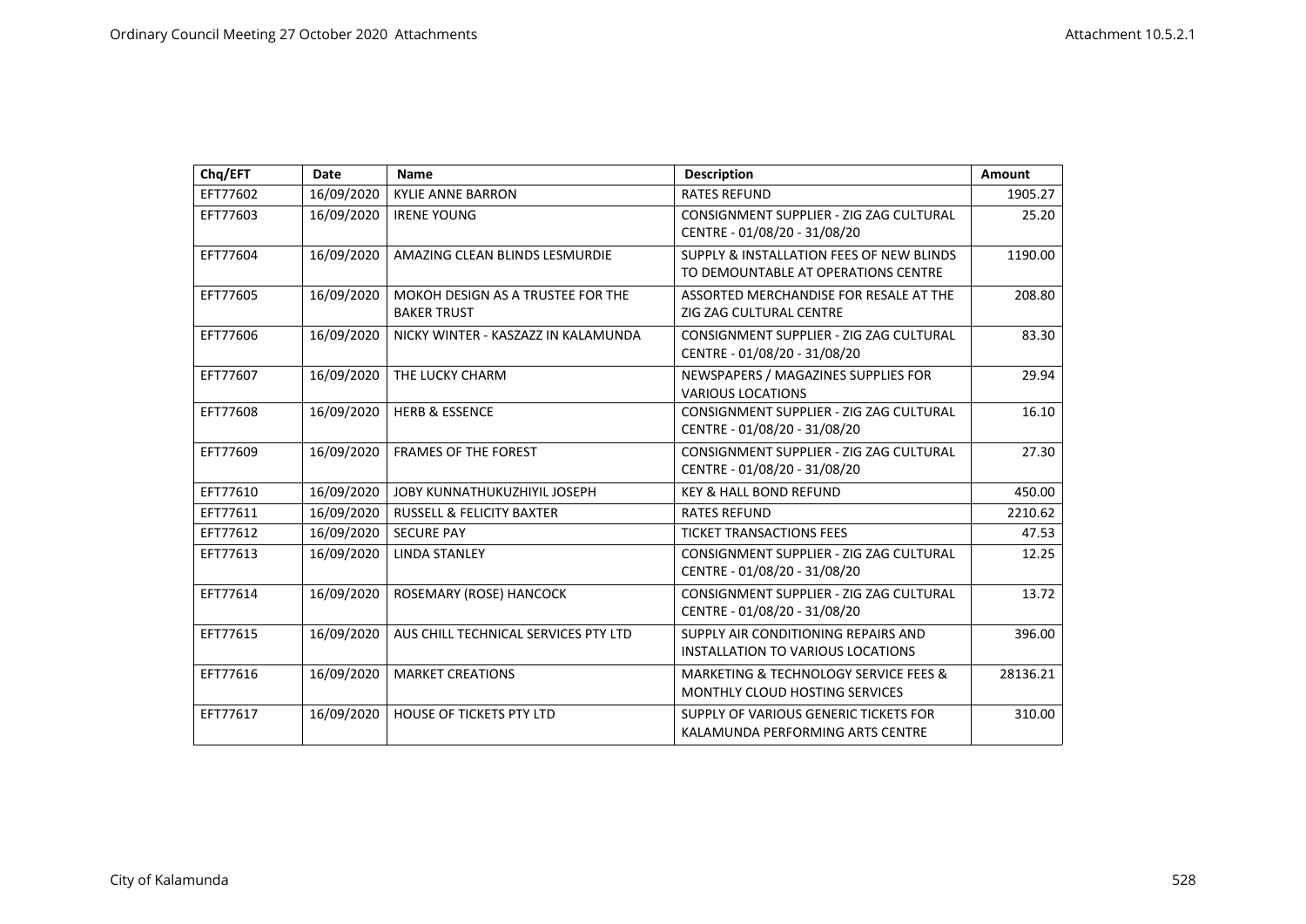| Chq/EFT | Date | Name | Description | Amount |
|---|---|---|---|---|
| EFT77602 | 16/09/2020 | KYLIE ANNE BARRON | RATES REFUND | 1905.27 |
| EFT77603 | 16/09/2020 | IRENE YOUNG | CONSIGNMENT SUPPLIER - ZIG ZAG CULTURAL CENTRE - 01/08/20 - 31/08/20 | 25.20 |
| EFT77604 | 16/09/2020 | AMAZING CLEAN BLINDS LESMURDIE | SUPPLY & INSTALLATION FEES OF NEW BLINDS TO DEMOUNTABLE AT OPERATIONS CENTRE | 1190.00 |
| EFT77605 | 16/09/2020 | MOKOH DESIGN AS A TRUSTEE FOR THE BAKER TRUST | ASSORTED MERCHANDISE FOR RESALE AT THE ZIG ZAG CULTURAL CENTRE | 208.80 |
| EFT77606 | 16/09/2020 | NICKY WINTER - KASZAZZ IN KALAMUNDA | CONSIGNMENT SUPPLIER - ZIG ZAG CULTURAL CENTRE - 01/08/20 - 31/08/20 | 83.30 |
| EFT77607 | 16/09/2020 | THE LUCKY CHARM | NEWSPAPERS / MAGAZINES SUPPLIES FOR VARIOUS LOCATIONS | 29.94 |
| EFT77608 | 16/09/2020 | HERB & ESSENCE | CONSIGNMENT SUPPLIER - ZIG ZAG CULTURAL CENTRE - 01/08/20 - 31/08/20 | 16.10 |
| EFT77609 | 16/09/2020 | FRAMES OF THE FOREST | CONSIGNMENT SUPPLIER - ZIG ZAG CULTURAL CENTRE - 01/08/20 - 31/08/20 | 27.30 |
| EFT77610 | 16/09/2020 | JOBY KUNNATHUKUZHIYIL JOSEPH | KEY & HALL BOND REFUND | 450.00 |
| EFT77611 | 16/09/2020 | RUSSELL & FELICITY BAXTER | RATES REFUND | 2210.62 |
| EFT77612 | 16/09/2020 | SECURE PAY | TICKET TRANSACTIONS FEES | 47.53 |
| EFT77613 | 16/09/2020 | LINDA STANLEY | CONSIGNMENT SUPPLIER - ZIG ZAG CULTURAL CENTRE - 01/08/20 - 31/08/20 | 12.25 |
| EFT77614 | 16/09/2020 | ROSEMARY (ROSE) HANCOCK | CONSIGNMENT SUPPLIER - ZIG ZAG CULTURAL CENTRE - 01/08/20 - 31/08/20 | 13.72 |
| EFT77615 | 16/09/2020 | AUS CHILL TECHNICAL SERVICES PTY LTD | SUPPLY AIR CONDITIONING REPAIRS AND INSTALLATION TO VARIOUS LOCATIONS | 396.00 |
| EFT77616 | 16/09/2020 | MARKET CREATIONS | MARKETING & TECHNOLOGY SERVICE FEES & MONTHLY CLOUD HOSTING SERVICES | 28136.21 |
| EFT77617 | 16/09/2020 | HOUSE OF TICKETS PTY LTD | SUPPLY OF VARIOUS GENERIC TICKETS FOR KALAMUNDA PERFORMING ARTS CENTRE | 310.00 |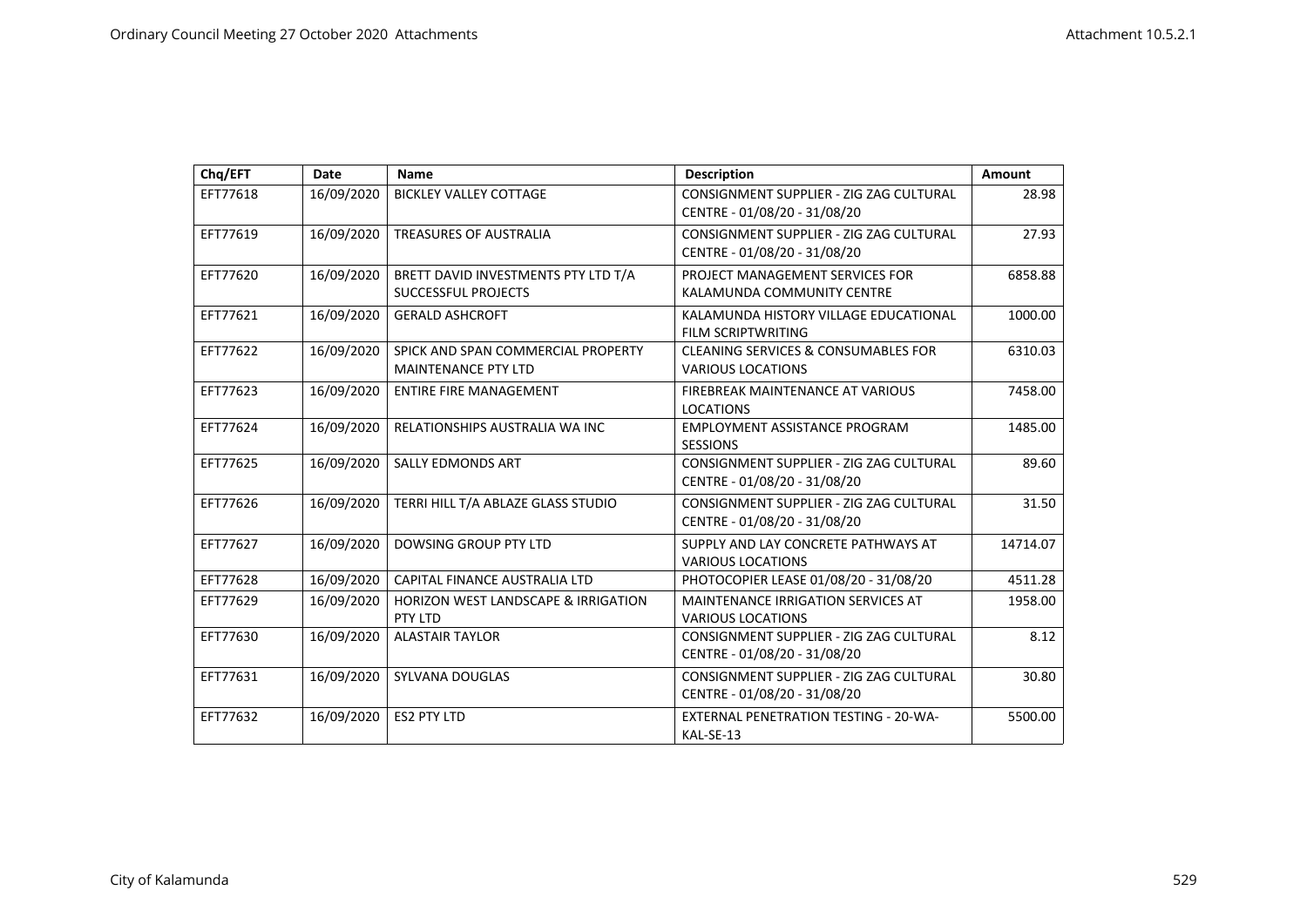| Chq/EFT | Date | Name | Description | Amount |
|---|---|---|---|---|
| EFT77618 | 16/09/2020 | BICKLEY VALLEY COTTAGE | CONSIGNMENT SUPPLIER - ZIG ZAG CULTURAL CENTRE - 01/08/20 - 31/08/20 | 28.98 |
| EFT77619 | 16/09/2020 | TREASURES OF AUSTRALIA | CONSIGNMENT SUPPLIER - ZIG ZAG CULTURAL CENTRE - 01/08/20 - 31/08/20 | 27.93 |
| EFT77620 | 16/09/2020 | BRETT DAVID INVESTMENTS PTY LTD T/A SUCCESSFUL PROJECTS | PROJECT MANAGEMENT SERVICES FOR KALAMUNDA COMMUNITY CENTRE | 6858.88 |
| EFT77621 | 16/09/2020 | GERALD ASHCROFT | KALAMUNDA HISTORY VILLAGE EDUCATIONAL FILM SCRIPTWRITING | 1000.00 |
| EFT77622 | 16/09/2020 | SPICK AND SPAN COMMERCIAL PROPERTY MAINTENANCE PTY LTD | CLEANING SERVICES & CONSUMABLES FOR VARIOUS LOCATIONS | 6310.03 |
| EFT77623 | 16/09/2020 | ENTIRE FIRE MANAGEMENT | FIREBREAK MAINTENANCE AT VARIOUS LOCATIONS | 7458.00 |
| EFT77624 | 16/09/2020 | RELATIONSHIPS AUSTRALIA WA INC | EMPLOYMENT ASSISTANCE PROGRAM SESSIONS | 1485.00 |
| EFT77625 | 16/09/2020 | SALLY EDMONDS ART | CONSIGNMENT SUPPLIER - ZIG ZAG CULTURAL CENTRE - 01/08/20 - 31/08/20 | 89.60 |
| EFT77626 | 16/09/2020 | TERRI HILL T/A ABLAZE GLASS STUDIO | CONSIGNMENT SUPPLIER - ZIG ZAG CULTURAL CENTRE - 01/08/20 - 31/08/20 | 31.50 |
| EFT77627 | 16/09/2020 | DOWSING GROUP PTY LTD | SUPPLY AND LAY CONCRETE PATHWAYS AT VARIOUS LOCATIONS | 14714.07 |
| EFT77628 | 16/09/2020 | CAPITAL FINANCE AUSTRALIA LTD | PHOTOCOPIER LEASE 01/08/20 - 31/08/20 | 4511.28 |
| EFT77629 | 16/09/2020 | HORIZON WEST LANDSCAPE & IRRIGATION PTY LTD | MAINTENANCE IRRIGATION SERVICES AT VARIOUS LOCATIONS | 1958.00 |
| EFT77630 | 16/09/2020 | ALASTAIR TAYLOR | CONSIGNMENT SUPPLIER - ZIG ZAG CULTURAL CENTRE - 01/08/20 - 31/08/20 | 8.12 |
| EFT77631 | 16/09/2020 | SYLVANA DOUGLAS | CONSIGNMENT SUPPLIER - ZIG ZAG CULTURAL CENTRE - 01/08/20 - 31/08/20 | 30.80 |
| EFT77632 | 16/09/2020 | ES2 PTY LTD | EXTERNAL PENETRATION TESTING - 20-WA-KAL-SE-13 | 5500.00 |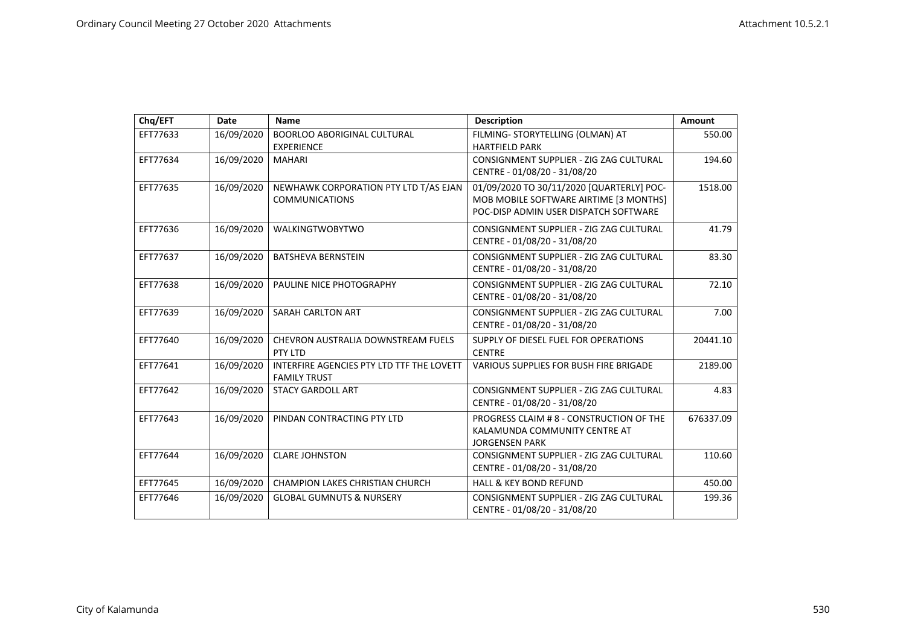| Chq/EFT | Date | Name | Description | Amount |
|---|---|---|---|---|
| EFT77633 | 16/09/2020 | BOORLOO ABORIGINAL CULTURAL EXPERIENCE | FILMING- STORYTELLING (OLMAN) AT HARTFIELD PARK | 550.00 |
| EFT77634 | 16/09/2020 | MAHARI | CONSIGNMENT SUPPLIER - ZIG ZAG CULTURAL CENTRE - 01/08/20 - 31/08/20 | 194.60 |
| EFT77635 | 16/09/2020 | NEWHAWK CORPORATION PTY LTD T/AS EJAN COMMUNICATIONS | 01/09/2020 TO 30/11/2020 [QUARTERLY] POC-MOB MOBILE SOFTWARE AIRTIME [3 MONTHS] POC-DISP ADMIN USER DISPATCH SOFTWARE | 1518.00 |
| EFT77636 | 16/09/2020 | WALKINGTWOBYTWO | CONSIGNMENT SUPPLIER - ZIG ZAG CULTURAL CENTRE - 01/08/20 - 31/08/20 | 41.79 |
| EFT77637 | 16/09/2020 | BATSHEVA BERNSTEIN | CONSIGNMENT SUPPLIER - ZIG ZAG CULTURAL CENTRE - 01/08/20 - 31/08/20 | 83.30 |
| EFT77638 | 16/09/2020 | PAULINE NICE PHOTOGRAPHY | CONSIGNMENT SUPPLIER - ZIG ZAG CULTURAL CENTRE - 01/08/20 - 31/08/20 | 72.10 |
| EFT77639 | 16/09/2020 | SARAH CARLTON ART | CONSIGNMENT SUPPLIER - ZIG ZAG CULTURAL CENTRE - 01/08/20 - 31/08/20 | 7.00 |
| EFT77640 | 16/09/2020 | CHEVRON AUSTRALIA DOWNSTREAM FUELS PTY LTD | SUPPLY OF DIESEL FUEL FOR OPERATIONS CENTRE | 20441.10 |
| EFT77641 | 16/09/2020 | INTERFIRE AGENCIES PTY LTD TTF THE LOVETT FAMILY TRUST | VARIOUS SUPPLIES FOR BUSH FIRE BRIGADE | 2189.00 |
| EFT77642 | 16/09/2020 | STACY GARDOLL ART | CONSIGNMENT SUPPLIER - ZIG ZAG CULTURAL CENTRE - 01/08/20 - 31/08/20 | 4.83 |
| EFT77643 | 16/09/2020 | PINDAN CONTRACTING PTY LTD | PROGRESS CLAIM # 8 - CONSTRUCTION OF THE KALAMUNDA COMMUNITY CENTRE AT JORGENSEN PARK | 676337.09 |
| EFT77644 | 16/09/2020 | CLARE JOHNSTON | CONSIGNMENT SUPPLIER - ZIG ZAG CULTURAL CENTRE - 01/08/20 - 31/08/20 | 110.60 |
| EFT77645 | 16/09/2020 | CHAMPION LAKES CHRISTIAN CHURCH | HALL & KEY BOND REFUND | 450.00 |
| EFT77646 | 16/09/2020 | GLOBAL GUMNUTS & NURSERY | CONSIGNMENT SUPPLIER - ZIG ZAG CULTURAL CENTRE - 01/08/20 - 31/08/20 | 199.36 |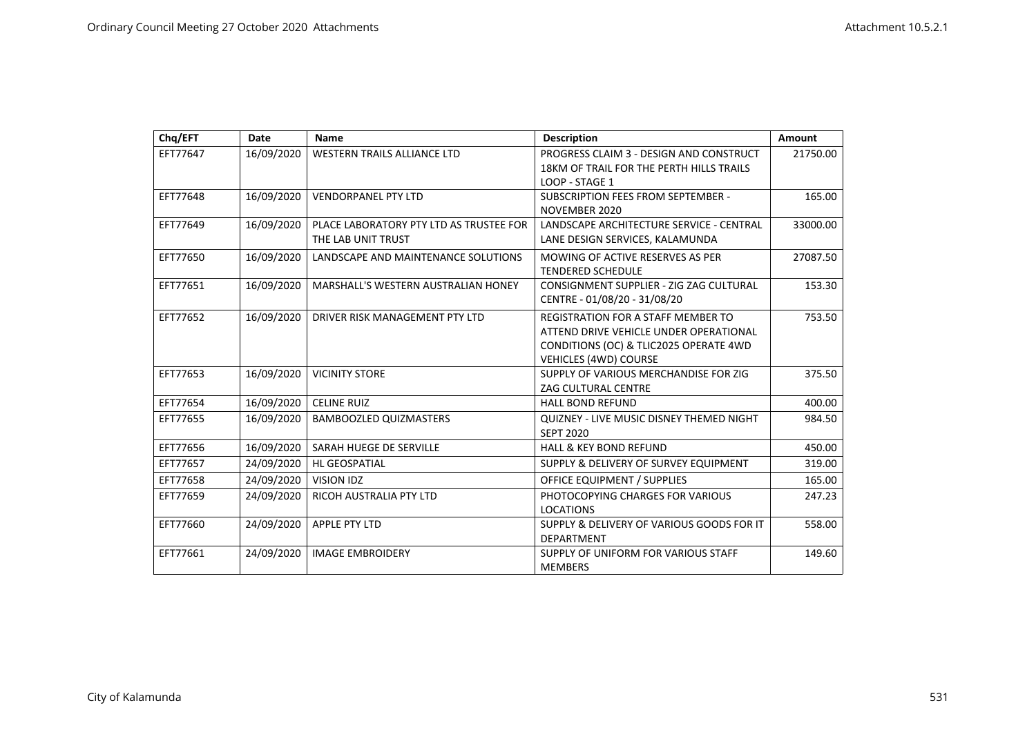| Chq/EFT | Date | Name | Description | Amount |
|---|---|---|---|---|
| EFT77647 | 16/09/2020 | WESTERN TRAILS ALLIANCE LTD | PROGRESS CLAIM 3 - DESIGN AND CONSTRUCT 18KM OF TRAIL FOR THE PERTH HILLS TRAILS LOOP - STAGE 1 | 21750.00 |
| EFT77648 | 16/09/2020 | VENDORPANEL PTY LTD | SUBSCRIPTION FEES FROM SEPTEMBER - NOVEMBER 2020 | 165.00 |
| EFT77649 | 16/09/2020 | PLACE LABORATORY PTY LTD AS TRUSTEE FOR THE LAB UNIT TRUST | LANDSCAPE ARCHITECTURE SERVICE - CENTRAL LANE DESIGN SERVICES, KALAMUNDA | 33000.00 |
| EFT77650 | 16/09/2020 | LANDSCAPE AND MAINTENANCE SOLUTIONS | MOWING OF ACTIVE RESERVES AS PER TENDERED SCHEDULE | 27087.50 |
| EFT77651 | 16/09/2020 | MARSHALL'S WESTERN AUSTRALIAN HONEY | CONSIGNMENT SUPPLIER - ZIG ZAG CULTURAL CENTRE - 01/08/20 - 31/08/20 | 153.30 |
| EFT77652 | 16/09/2020 | DRIVER RISK MANAGEMENT PTY LTD | REGISTRATION FOR A STAFF MEMBER TO ATTEND DRIVE VEHICLE UNDER OPERATIONAL CONDITIONS (OC) & TLIC2025 OPERATE 4WD VEHICLES (4WD) COURSE | 753.50 |
| EFT77653 | 16/09/2020 | VICINITY STORE | SUPPLY OF VARIOUS MERCHANDISE FOR ZIG ZAG CULTURAL CENTRE | 375.50 |
| EFT77654 | 16/09/2020 | CELINE RUIZ | HALL BOND REFUND | 400.00 |
| EFT77655 | 16/09/2020 | BAMBOOZLED QUIZMASTERS | QUIZNEY - LIVE MUSIC DISNEY THEMED NIGHT SEPT 2020 | 984.50 |
| EFT77656 | 16/09/2020 | SARAH HUEGE DE SERVILLE | HALL & KEY BOND REFUND | 450.00 |
| EFT77657 | 24/09/2020 | HL GEOSPATIAL | SUPPLY & DELIVERY OF SURVEY EQUIPMENT | 319.00 |
| EFT77658 | 24/09/2020 | VISION IDZ | OFFICE EQUIPMENT / SUPPLIES | 165.00 |
| EFT77659 | 24/09/2020 | RICOH AUSTRALIA PTY LTD | PHOTOCOPYING CHARGES FOR VARIOUS LOCATIONS | 247.23 |
| EFT77660 | 24/09/2020 | APPLE PTY LTD | SUPPLY & DELIVERY OF VARIOUS GOODS FOR IT DEPARTMENT | 558.00 |
| EFT77661 | 24/09/2020 | IMAGE EMBROIDERY | SUPPLY OF UNIFORM FOR VARIOUS STAFF MEMBERS | 149.60 |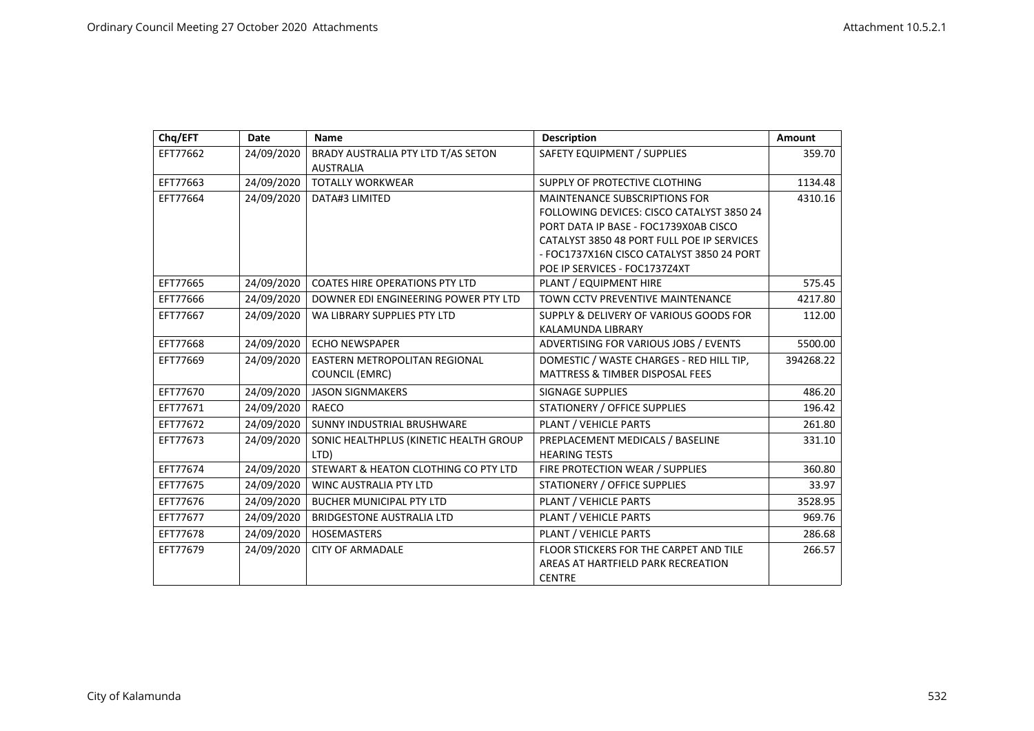| Chq/EFT | Date | Name | Description | Amount |
|---|---|---|---|---|
| EFT77662 | 24/09/2020 | BRADY AUSTRALIA PTY LTD T/AS SETON AUSTRALIA | SAFETY EQUIPMENT / SUPPLIES | 359.70 |
| EFT77663 | 24/09/2020 | TOTALLY WORKWEAR | SUPPLY OF PROTECTIVE CLOTHING | 1134.48 |
| EFT77664 | 24/09/2020 | DATA#3 LIMITED | MAINTENANCE SUBSCRIPTIONS FOR FOLLOWING DEVICES: CISCO CATALYST 3850 24 PORT DATA IP BASE - FOC1739X0AB CISCO CATALYST 3850 48 PORT FULL POE IP SERVICES - FOC1737X16N CISCO CATALYST 3850 24 PORT POE IP SERVICES - FOC1737Z4XT | 4310.16 |
| EFT77665 | 24/09/2020 | COATES HIRE OPERATIONS PTY LTD | PLANT / EQUIPMENT HIRE | 575.45 |
| EFT77666 | 24/09/2020 | DOWNER EDI ENGINEERING POWER PTY LTD | TOWN CCTV PREVENTIVE MAINTENANCE | 4217.80 |
| EFT77667 | 24/09/2020 | WA LIBRARY SUPPLIES PTY LTD | SUPPLY & DELIVERY OF VARIOUS GOODS FOR KALAMUNDA LIBRARY | 112.00 |
| EFT77668 | 24/09/2020 | ECHO NEWSPAPER | ADVERTISING FOR VARIOUS JOBS / EVENTS | 5500.00 |
| EFT77669 | 24/09/2020 | EASTERN METROPOLITAN REGIONAL COUNCIL (EMRC) | DOMESTIC / WASTE CHARGES - RED HILL TIP, MATTRESS & TIMBER DISPOSAL FEES | 394268.22 |
| EFT77670 | 24/09/2020 | JASON SIGNMAKERS | SIGNAGE SUPPLIES | 486.20 |
| EFT77671 | 24/09/2020 | RAECO | STATIONERY / OFFICE SUPPLIES | 196.42 |
| EFT77672 | 24/09/2020 | SUNNY INDUSTRIAL BRUSHWARE | PLANT / VEHICLE PARTS | 261.80 |
| EFT77673 | 24/09/2020 | SONIC HEALTHPLUS (KINETIC HEALTH GROUP LTD) | PREPLACEMENT MEDICALS / BASELINE HEARING TESTS | 331.10 |
| EFT77674 | 24/09/2020 | STEWART & HEATON CLOTHING CO PTY LTD | FIRE PROTECTION WEAR / SUPPLIES | 360.80 |
| EFT77675 | 24/09/2020 | WINC AUSTRALIA PTY LTD | STATIONERY / OFFICE SUPPLIES | 33.97 |
| EFT77676 | 24/09/2020 | BUCHER MUNICIPAL PTY LTD | PLANT / VEHICLE PARTS | 3528.95 |
| EFT77677 | 24/09/2020 | BRIDGESTONE AUSTRALIA LTD | PLANT / VEHICLE PARTS | 969.76 |
| EFT77678 | 24/09/2020 | HOSEMASTERS | PLANT / VEHICLE PARTS | 286.68 |
| EFT77679 | 24/09/2020 | CITY OF ARMADALE | FLOOR STICKERS FOR THE CARPET AND TILE AREAS AT HARTFIELD PARK RECREATION CENTRE | 266.57 |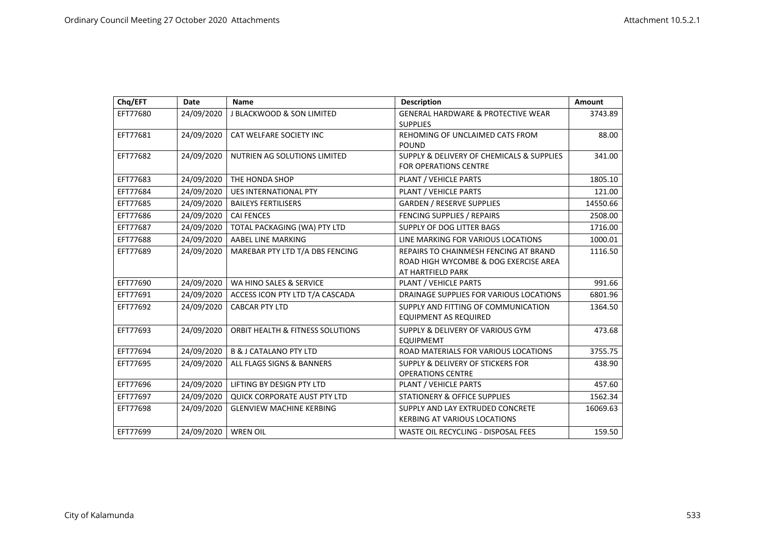| Chq/EFT | Date | Name | Description | Amount |
|---|---|---|---|---|
| EFT77680 | 24/09/2020 | J BLACKWOOD & SON LIMITED | GENERAL HARDWARE & PROTECTIVE WEAR SUPPLIES | 3743.89 |
| EFT77681 | 24/09/2020 | CAT WELFARE SOCIETY INC | REHOMING OF UNCLAIMED CATS FROM POUND | 88.00 |
| EFT77682 | 24/09/2020 | NUTRIEN AG SOLUTIONS LIMITED | SUPPLY & DELIVERY OF CHEMICALS & SUPPLIES FOR OPERATIONS CENTRE | 341.00 |
| EFT77683 | 24/09/2020 | THE HONDA SHOP | PLANT / VEHICLE PARTS | 1805.10 |
| EFT77684 | 24/09/2020 | UES INTERNATIONAL PTY | PLANT / VEHICLE PARTS | 121.00 |
| EFT77685 | 24/09/2020 | BAILEYS FERTILISERS | GARDEN / RESERVE SUPPLIES | 14550.66 |
| EFT77686 | 24/09/2020 | CAI FENCES | FENCING SUPPLIES / REPAIRS | 2508.00 |
| EFT77687 | 24/09/2020 | TOTAL PACKAGING (WA) PTY LTD | SUPPLY OF DOG LITTER BAGS | 1716.00 |
| EFT77688 | 24/09/2020 | AABEL LINE MARKING | LINE MARKING FOR VARIOUS LOCATIONS | 1000.01 |
| EFT77689 | 24/09/2020 | MAREBAR PTY LTD T/A DBS FENCING | REPAIRS TO CHAINMESH FENCING AT BRAND ROAD HIGH WYCOMBE & DOG EXERCISE AREA AT HARTFIELD PARK | 1116.50 |
| EFT77690 | 24/09/2020 | WA HINO SALES & SERVICE | PLANT / VEHICLE PARTS | 991.66 |
| EFT77691 | 24/09/2020 | ACCESS ICON PTY LTD T/A CASCADA | DRAINAGE SUPPLIES FOR VARIOUS LOCATIONS | 6801.96 |
| EFT77692 | 24/09/2020 | CABCAR PTY LTD | SUPPLY AND FITTING OF COMMUNICATION EQUIPMENT AS REQUIRED | 1364.50 |
| EFT77693 | 24/09/2020 | ORBIT HEALTH & FITNESS SOLUTIONS | SUPPLY & DELIVERY OF VARIOUS GYM EQUIPMEMT | 473.68 |
| EFT77694 | 24/09/2020 | B & J CATALANO PTY LTD | ROAD MATERIALS FOR VARIOUS LOCATIONS | 3755.75 |
| EFT77695 | 24/09/2020 | ALL FLAGS SIGNS & BANNERS | SUPPLY & DELIVERY OF STICKERS FOR OPERATIONS CENTRE | 438.90 |
| EFT77696 | 24/09/2020 | LIFTING BY DESIGN PTY LTD | PLANT / VEHICLE PARTS | 457.60 |
| EFT77697 | 24/09/2020 | QUICK CORPORATE AUST PTY LTD | STATIONERY & OFFICE SUPPLIES | 1562.34 |
| EFT77698 | 24/09/2020 | GLENVIEW MACHINE KERBING | SUPPLY AND LAY EXTRUDED CONCRETE KERBING AT VARIOUS LOCATIONS | 16069.63 |
| EFT77699 | 24/09/2020 | WREN OIL | WASTE OIL RECYCLING - DISPOSAL FEES | 159.50 |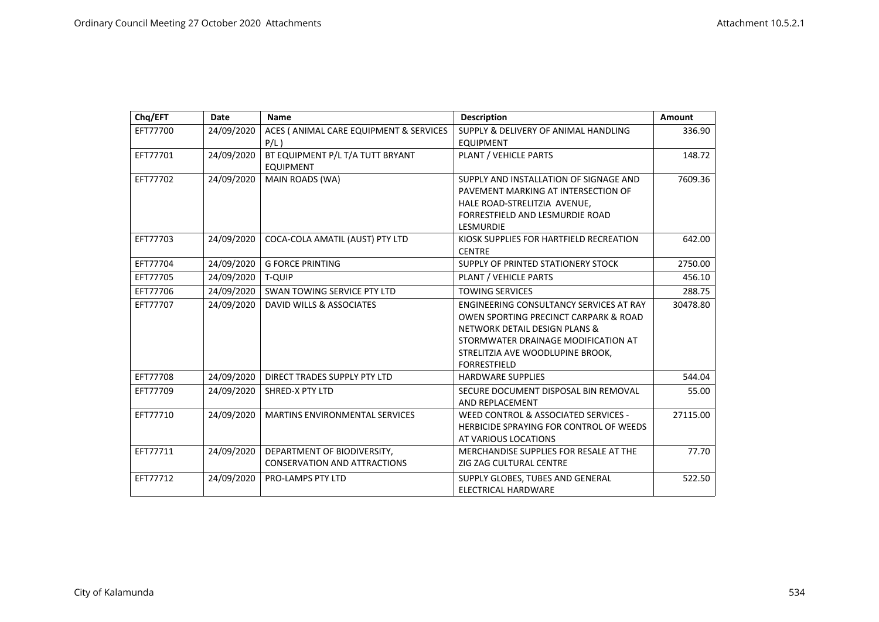| Chq/EFT | Date | Name | Description | Amount |
|---|---|---|---|---|
| EFT77700 | 24/09/2020 | ACES ( ANIMAL CARE EQUIPMENT & SERVICES P/L ) | SUPPLY & DELIVERY OF ANIMAL HANDLING EQUIPMENT | 336.90 |
| EFT77701 | 24/09/2020 | BT EQUIPMENT P/L T/A TUTT BRYANT EQUIPMENT | PLANT / VEHICLE PARTS | 148.72 |
| EFT77702 | 24/09/2020 | MAIN ROADS (WA) | SUPPLY AND INSTALLATION OF SIGNAGE AND PAVEMENT MARKING AT INTERSECTION OF HALE ROAD-STRELITZIA AVENUE, FORRESTFIELD AND LESMURDIE ROAD LESMURDIE | 7609.36 |
| EFT77703 | 24/09/2020 | COCA-COLA AMATIL (AUST) PTY LTD | KIOSK SUPPLIES FOR HARTFIELD RECREATION CENTRE | 642.00 |
| EFT77704 | 24/09/2020 | G FORCE PRINTING | SUPPLY OF PRINTED STATIONERY STOCK | 2750.00 |
| EFT77705 | 24/09/2020 | T-QUIP | PLANT / VEHICLE PARTS | 456.10 |
| EFT77706 | 24/09/2020 | SWAN TOWING SERVICE PTY LTD | TOWING SERVICES | 288.75 |
| EFT77707 | 24/09/2020 | DAVID WILLS & ASSOCIATES | ENGINEERING CONSULTANCY SERVICES AT RAY OWEN SPORTING PRECINCT CARPARK & ROAD NETWORK DETAIL DESIGN PLANS & STORMWATER DRAINAGE MODIFICATION AT STRELITZIA AVE WOODLUPINE BROOK, FORRESTFIELD | 30478.80 |
| EFT77708 | 24/09/2020 | DIRECT TRADES SUPPLY PTY LTD | HARDWARE SUPPLIES | 544.04 |
| EFT77709 | 24/09/2020 | SHRED-X PTY LTD | SECURE DOCUMENT DISPOSAL BIN REMOVAL AND REPLACEMENT | 55.00 |
| EFT77710 | 24/09/2020 | MARTINS ENVIRONMENTAL SERVICES | WEED CONTROL & ASSOCIATED SERVICES - HERBICIDE SPRAYING FOR CONTROL OF WEEDS AT VARIOUS LOCATIONS | 27115.00 |
| EFT77711 | 24/09/2020 | DEPARTMENT OF BIODIVERSITY, CONSERVATION AND ATTRACTIONS | MERCHANDISE SUPPLIES FOR RESALE AT THE ZIG ZAG CULTURAL CENTRE | 77.70 |
| EFT77712 | 24/09/2020 | PRO-LAMPS PTY LTD | SUPPLY GLOBES, TUBES AND GENERAL ELECTRICAL HARDWARE | 522.50 |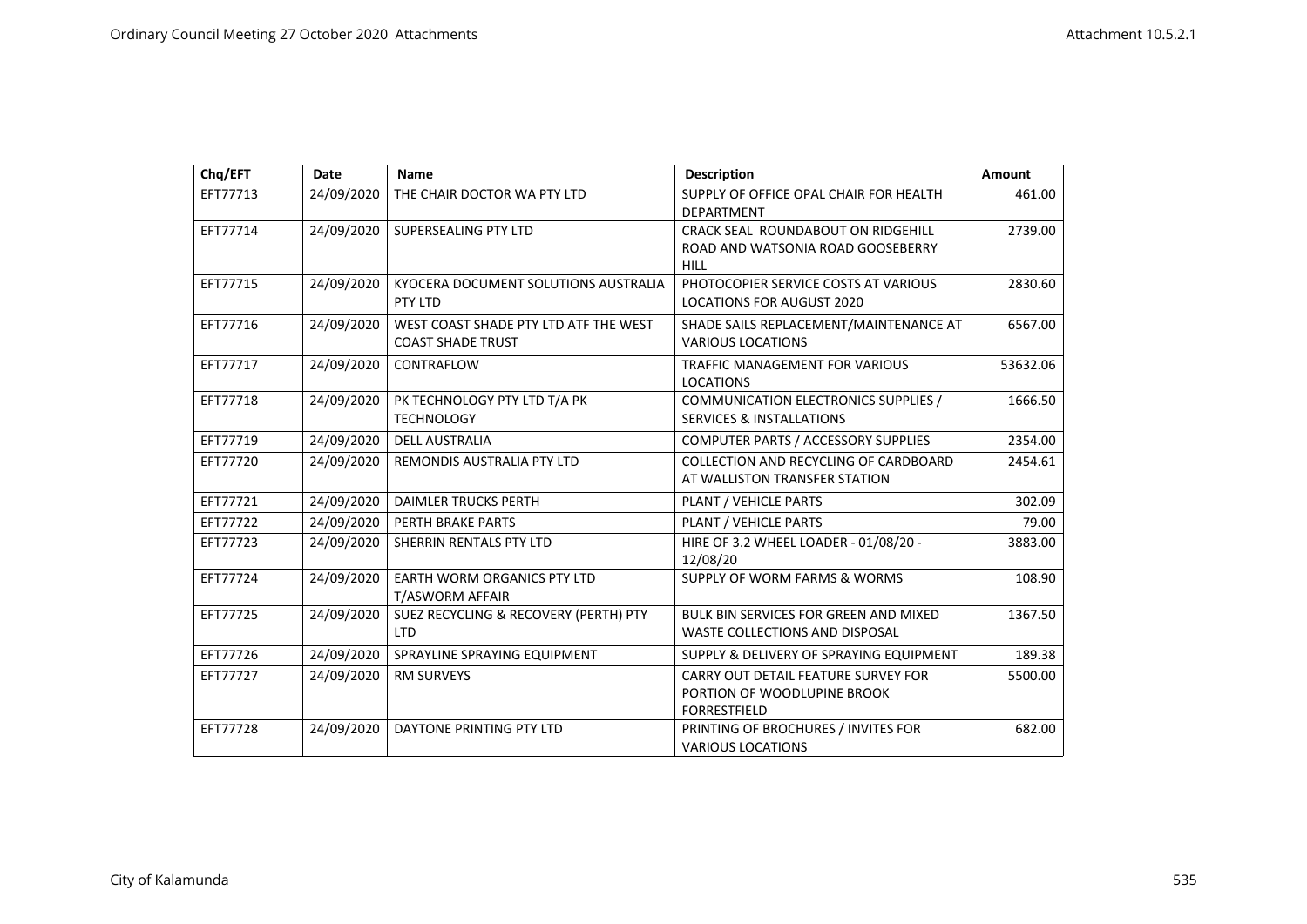| Chq/EFT | Date | Name | Description | Amount |
|---|---|---|---|---|
| EFT77713 | 24/09/2020 | THE CHAIR DOCTOR WA PTY LTD | SUPPLY OF OFFICE OPAL CHAIR FOR HEALTH DEPARTMENT | 461.00 |
| EFT77714 | 24/09/2020 | SUPERSEALING PTY LTD | CRACK SEAL ROUNDABOUT ON RIDGEHILL ROAD AND WATSONIA ROAD GOOSEBERRY HILL | 2739.00 |
| EFT77715 | 24/09/2020 | KYOCERA DOCUMENT SOLUTIONS AUSTRALIA PTY LTD | PHOTOCOPIER SERVICE COSTS AT VARIOUS LOCATIONS FOR AUGUST 2020 | 2830.60 |
| EFT77716 | 24/09/2020 | WEST COAST SHADE PTY LTD ATF THE WEST COAST SHADE TRUST | SHADE SAILS REPLACEMENT/MAINTENANCE AT VARIOUS LOCATIONS | 6567.00 |
| EFT77717 | 24/09/2020 | CONTRAFLOW | TRAFFIC MANAGEMENT FOR VARIOUS LOCATIONS | 53632.06 |
| EFT77718 | 24/09/2020 | PK TECHNOLOGY PTY LTD T/A PK TECHNOLOGY | COMMUNICATION ELECTRONICS SUPPLIES / SERVICES & INSTALLATIONS | 1666.50 |
| EFT77719 | 24/09/2020 | DELL AUSTRALIA | COMPUTER PARTS / ACCESSORY SUPPLIES | 2354.00 |
| EFT77720 | 24/09/2020 | REMONDIS AUSTRALIA PTY LTD | COLLECTION AND RECYCLING OF CARDBOARD AT WALLISTON TRANSFER STATION | 2454.61 |
| EFT77721 | 24/09/2020 | DAIMLER TRUCKS PERTH | PLANT / VEHICLE PARTS | 302.09 |
| EFT77722 | 24/09/2020 | PERTH BRAKE PARTS | PLANT / VEHICLE PARTS | 79.00 |
| EFT77723 | 24/09/2020 | SHERRIN RENTALS PTY LTD | HIRE OF 3.2 WHEEL LOADER - 01/08/20 - 12/08/20 | 3883.00 |
| EFT77724 | 24/09/2020 | EARTH WORM ORGANICS PTY LTD T/ASWORM AFFAIR | SUPPLY OF WORM FARMS & WORMS | 108.90 |
| EFT77725 | 24/09/2020 | SUEZ RECYCLING & RECOVERY (PERTH) PTY LTD | BULK BIN SERVICES FOR GREEN AND MIXED WASTE COLLECTIONS AND DISPOSAL | 1367.50 |
| EFT77726 | 24/09/2020 | SPRAYLINE SPRAYING EQUIPMENT | SUPPLY & DELIVERY OF SPRAYING EQUIPMENT | 189.38 |
| EFT77727 | 24/09/2020 | RM SURVEYS | CARRY OUT DETAIL FEATURE SURVEY FOR PORTION OF WOODLUPINE BROOK FORRESTFIELD | 5500.00 |
| EFT77728 | 24/09/2020 | DAYTONE PRINTING PTY LTD | PRINTING OF BROCHURES / INVITES FOR VARIOUS LOCATIONS | 682.00 |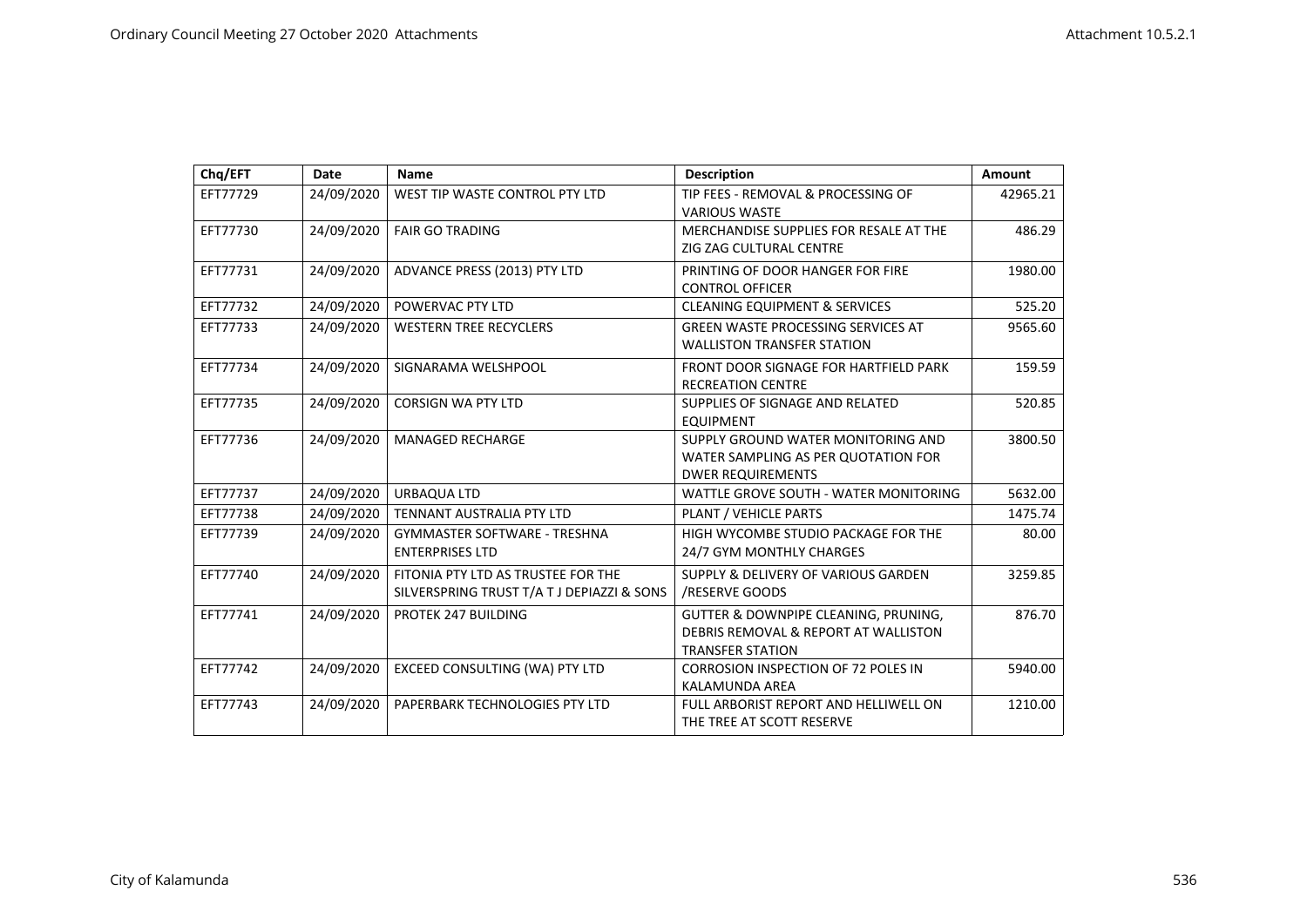| Chq/EFT | Date | Name | Description | Amount |
|---|---|---|---|---|
| EFT77729 | 24/09/2020 | WEST TIP WASTE CONTROL PTY LTD | TIP FEES - REMOVAL & PROCESSING OF VARIOUS WASTE | 42965.21 |
| EFT77730 | 24/09/2020 | FAIR GO TRADING | MERCHANDISE SUPPLIES FOR RESALE AT THE ZIG ZAG CULTURAL CENTRE | 486.29 |
| EFT77731 | 24/09/2020 | ADVANCE PRESS (2013) PTY LTD | PRINTING OF DOOR HANGER FOR FIRE CONTROL OFFICER | 1980.00 |
| EFT77732 | 24/09/2020 | POWERVAC PTY LTD | CLEANING EQUIPMENT & SERVICES | 525.20 |
| EFT77733 | 24/09/2020 | WESTERN TREE RECYCLERS | GREEN WASTE PROCESSING SERVICES AT WALLISTON TRANSFER STATION | 9565.60 |
| EFT77734 | 24/09/2020 | SIGNARAMA WELSHPOOL | FRONT DOOR SIGNAGE FOR HARTFIELD PARK RECREATION CENTRE | 159.59 |
| EFT77735 | 24/09/2020 | CORSIGN WA PTY LTD | SUPPLIES OF SIGNAGE AND RELATED EQUIPMENT | 520.85 |
| EFT77736 | 24/09/2020 | MANAGED RECHARGE | SUPPLY GROUND WATER MONITORING AND WATER SAMPLING AS PER QUOTATION FOR DWER REQUIREMENTS | 3800.50 |
| EFT77737 | 24/09/2020 | URBAQUA LTD | WATTLE GROVE SOUTH - WATER MONITORING | 5632.00 |
| EFT77738 | 24/09/2020 | TENNANT AUSTRALIA PTY LTD | PLANT / VEHICLE PARTS | 1475.74 |
| EFT77739 | 24/09/2020 | GYMMASTER SOFTWARE - TRESHNA ENTERPRISES LTD | HIGH WYCOMBE STUDIO PACKAGE FOR THE 24/7 GYM MONTHLY CHARGES | 80.00 |
| EFT77740 | 24/09/2020 | FITONIA PTY LTD AS TRUSTEE FOR THE SILVERSPRING TRUST T/A T J DEPIAZZI & SONS | SUPPLY & DELIVERY OF VARIOUS GARDEN /RESERVE GOODS | 3259.85 |
| EFT77741 | 24/09/2020 | PROTEK 247 BUILDING | GUTTER & DOWNPIPE CLEANING, PRUNING, DEBRIS REMOVAL & REPORT AT WALLISTON TRANSFER STATION | 876.70 |
| EFT77742 | 24/09/2020 | EXCEED CONSULTING (WA) PTY LTD | CORROSION INSPECTION OF 72 POLES IN KALAMUNDA AREA | 5940.00 |
| EFT77743 | 24/09/2020 | PAPERBARK TECHNOLOGIES PTY LTD | FULL ARBORIST REPORT AND HELLIWELL ON THE TREE AT SCOTT RESERVE | 1210.00 |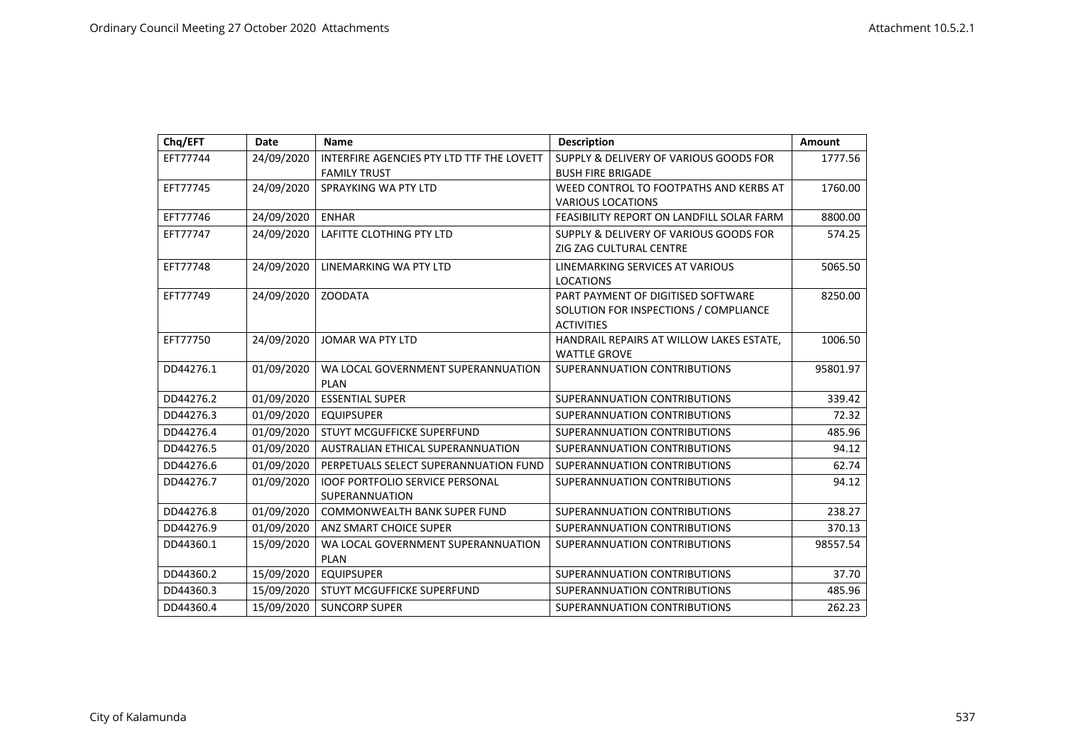| Chq/EFT | Date | Name | Description | Amount |
|---|---|---|---|---|
| EFT77744 | 24/09/2020 | INTERFIRE AGENCIES PTY LTD TTF THE LOVETT FAMILY TRUST | SUPPLY & DELIVERY OF VARIOUS GOODS FOR BUSH FIRE BRIGADE | 1777.56 |
| EFT77745 | 24/09/2020 | SPRAYKING WA PTY LTD | WEED CONTROL TO FOOTPATHS AND KERBS AT VARIOUS LOCATIONS | 1760.00 |
| EFT77746 | 24/09/2020 | ENHAR | FEASIBILITY REPORT ON LANDFILL SOLAR FARM | 8800.00 |
| EFT77747 | 24/09/2020 | LAFITTE CLOTHING PTY LTD | SUPPLY & DELIVERY OF VARIOUS GOODS FOR ZIG ZAG CULTURAL CENTRE | 574.25 |
| EFT77748 | 24/09/2020 | LINEMARKING WA PTY LTD | LINEMARKING SERVICES AT VARIOUS LOCATIONS | 5065.50 |
| EFT77749 | 24/09/2020 | ZOODATA | PART PAYMENT OF DIGITISED SOFTWARE SOLUTION FOR INSPECTIONS / COMPLIANCE ACTIVITIES | 8250.00 |
| EFT77750 | 24/09/2020 | JOMAR WA PTY LTD | HANDRAIL REPAIRS AT WILLOW LAKES ESTATE, WATTLE GROVE | 1006.50 |
| DD44276.1 | 01/09/2020 | WA LOCAL GOVERNMENT SUPERANNUATION PLAN | SUPERANNUATION CONTRIBUTIONS | 95801.97 |
| DD44276.2 | 01/09/2020 | ESSENTIAL SUPER | SUPERANNUATION CONTRIBUTIONS | 339.42 |
| DD44276.3 | 01/09/2020 | EQUIPSUPER | SUPERANNUATION CONTRIBUTIONS | 72.32 |
| DD44276.4 | 01/09/2020 | STUYT MCGUFFICKE SUPERFUND | SUPERANNUATION CONTRIBUTIONS | 485.96 |
| DD44276.5 | 01/09/2020 | AUSTRALIAN ETHICAL SUPERANNUATION | SUPERANNUATION CONTRIBUTIONS | 94.12 |
| DD44276.6 | 01/09/2020 | PERPETUALS SELECT SUPERANNUATION FUND | SUPERANNUATION CONTRIBUTIONS | 62.74 |
| DD44276.7 | 01/09/2020 | IOOF PORTFOLIO SERVICE PERSONAL SUPERANNUATION | SUPERANNUATION CONTRIBUTIONS | 94.12 |
| DD44276.8 | 01/09/2020 | COMMONWEALTH BANK SUPER FUND | SUPERANNUATION CONTRIBUTIONS | 238.27 |
| DD44276.9 | 01/09/2020 | ANZ SMART CHOICE SUPER | SUPERANNUATION CONTRIBUTIONS | 370.13 |
| DD44360.1 | 15/09/2020 | WA LOCAL GOVERNMENT SUPERANNUATION PLAN | SUPERANNUATION CONTRIBUTIONS | 98557.54 |
| DD44360.2 | 15/09/2020 | EQUIPSUPER | SUPERANNUATION CONTRIBUTIONS | 37.70 |
| DD44360.3 | 15/09/2020 | STUYT MCGUFFICKE SUPERFUND | SUPERANNUATION CONTRIBUTIONS | 485.96 |
| DD44360.4 | 15/09/2020 | SUNCORP SUPER | SUPERANNUATION CONTRIBUTIONS | 262.23 |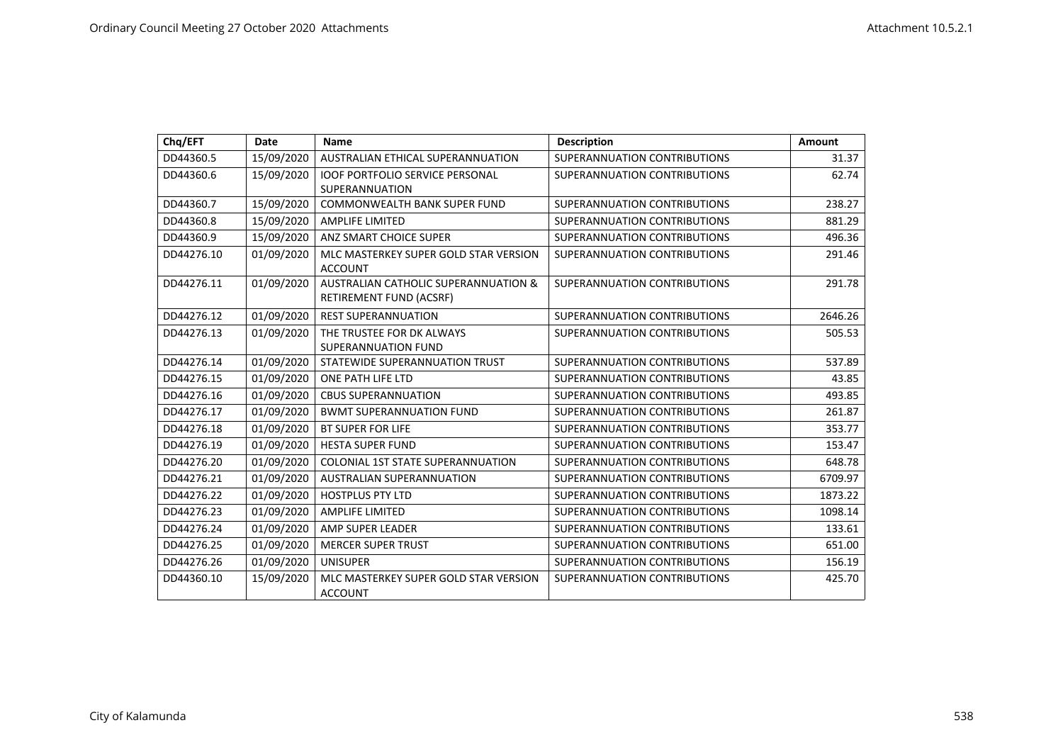| Chq/EFT | Date | Name | Description | Amount |
|---|---|---|---|---|
| DD44360.5 | 15/09/2020 | AUSTRALIAN ETHICAL SUPERANNUATION | SUPERANNUATION CONTRIBUTIONS | 31.37 |
| DD44360.6 | 15/09/2020 | IOOF PORTFOLIO SERVICE PERSONAL SUPERANNUATION | SUPERANNUATION CONTRIBUTIONS | 62.74 |
| DD44360.7 | 15/09/2020 | COMMONWEALTH BANK SUPER FUND | SUPERANNUATION CONTRIBUTIONS | 238.27 |
| DD44360.8 | 15/09/2020 | AMPLIFE LIMITED | SUPERANNUATION CONTRIBUTIONS | 881.29 |
| DD44360.9 | 15/09/2020 | ANZ SMART CHOICE SUPER | SUPERANNUATION CONTRIBUTIONS | 496.36 |
| DD44276.10 | 01/09/2020 | MLC MASTERKEY SUPER GOLD STAR VERSION ACCOUNT | SUPERANNUATION CONTRIBUTIONS | 291.46 |
| DD44276.11 | 01/09/2020 | AUSTRALIAN CATHOLIC SUPERANNUATION & RETIREMENT FUND (ACSRF) | SUPERANNUATION CONTRIBUTIONS | 291.78 |
| DD44276.12 | 01/09/2020 | REST SUPERANNUATION | SUPERANNUATION CONTRIBUTIONS | 2646.26 |
| DD44276.13 | 01/09/2020 | THE TRUSTEE FOR DK ALWAYS SUPERANNUATION FUND | SUPERANNUATION CONTRIBUTIONS | 505.53 |
| DD44276.14 | 01/09/2020 | STATEWIDE SUPERANNUATION TRUST | SUPERANNUATION CONTRIBUTIONS | 537.89 |
| DD44276.15 | 01/09/2020 | ONE PATH LIFE LTD | SUPERANNUATION CONTRIBUTIONS | 43.85 |
| DD44276.16 | 01/09/2020 | CBUS SUPERANNUATION | SUPERANNUATION CONTRIBUTIONS | 493.85 |
| DD44276.17 | 01/09/2020 | BWMT SUPERANNUATION FUND | SUPERANNUATION CONTRIBUTIONS | 261.87 |
| DD44276.18 | 01/09/2020 | BT SUPER FOR LIFE | SUPERANNUATION CONTRIBUTIONS | 353.77 |
| DD44276.19 | 01/09/2020 | HESTA SUPER FUND | SUPERANNUATION CONTRIBUTIONS | 153.47 |
| DD44276.20 | 01/09/2020 | COLONIAL 1ST STATE SUPERANNUATION | SUPERANNUATION CONTRIBUTIONS | 648.78 |
| DD44276.21 | 01/09/2020 | AUSTRALIAN SUPERANNUATION | SUPERANNUATION CONTRIBUTIONS | 6709.97 |
| DD44276.22 | 01/09/2020 | HOSTPLUS PTY LTD | SUPERANNUATION CONTRIBUTIONS | 1873.22 |
| DD44276.23 | 01/09/2020 | AMPLIFE LIMITED | SUPERANNUATION CONTRIBUTIONS | 1098.14 |
| DD44276.24 | 01/09/2020 | AMP SUPER LEADER | SUPERANNUATION CONTRIBUTIONS | 133.61 |
| DD44276.25 | 01/09/2020 | MERCER SUPER TRUST | SUPERANNUATION CONTRIBUTIONS | 651.00 |
| DD44276.26 | 01/09/2020 | UNISUPER | SUPERANNUATION CONTRIBUTIONS | 156.19 |
| DD44360.10 | 15/09/2020 | MLC MASTERKEY SUPER GOLD STAR VERSION ACCOUNT | SUPERANNUATION CONTRIBUTIONS | 425.70 |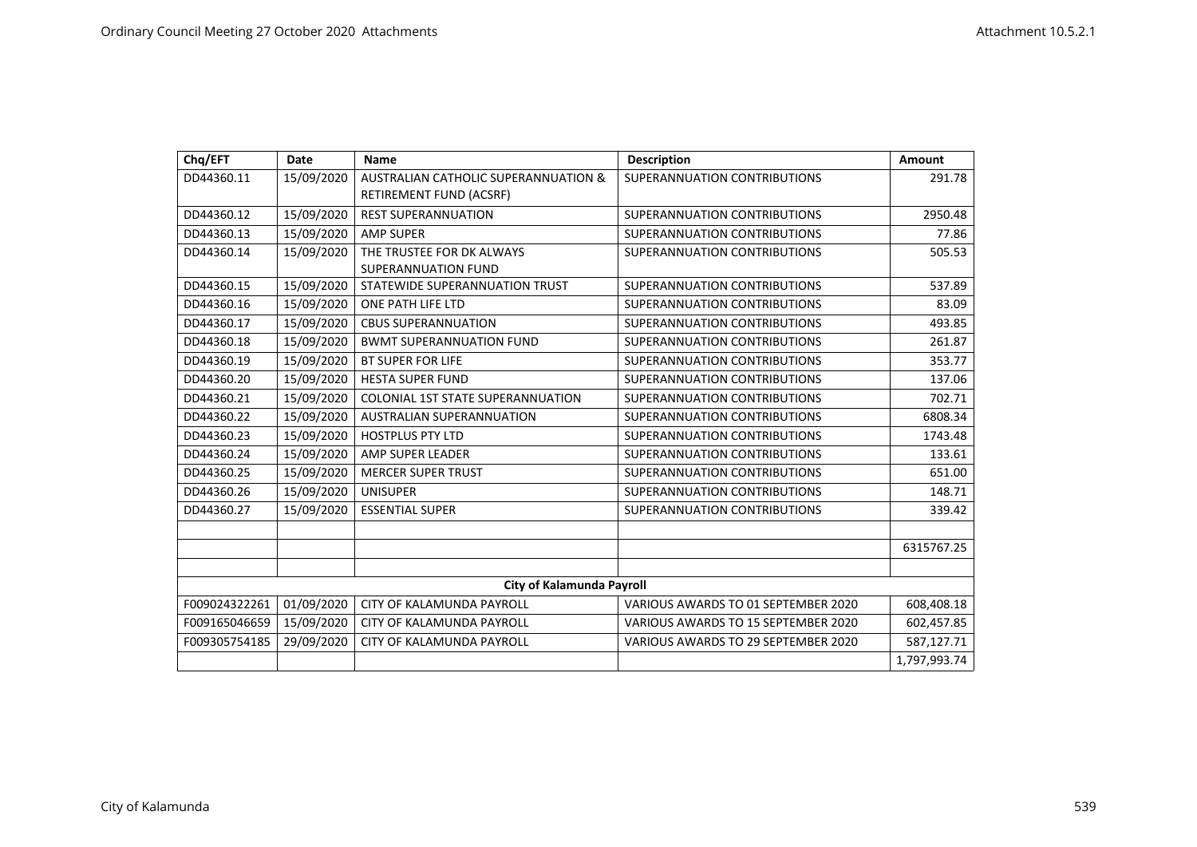| Chq/EFT | Date | Name | Description | Amount |
| --- | --- | --- | --- | --- |
| DD44360.11 | 15/09/2020 | AUSTRALIAN CATHOLIC SUPERANNUATION & RETIREMENT FUND (ACSRF) | SUPERANNUATION CONTRIBUTIONS | 291.78 |
| DD44360.12 | 15/09/2020 | REST SUPERANNUATION | SUPERANNUATION CONTRIBUTIONS | 2950.48 |
| DD44360.13 | 15/09/2020 | AMP SUPER | SUPERANNUATION CONTRIBUTIONS | 77.86 |
| DD44360.14 | 15/09/2020 | THE TRUSTEE FOR DK ALWAYS SUPERANNUATION FUND | SUPERANNUATION CONTRIBUTIONS | 505.53 |
| DD44360.15 | 15/09/2020 | STATEWIDE SUPERANNUATION TRUST | SUPERANNUATION CONTRIBUTIONS | 537.89 |
| DD44360.16 | 15/09/2020 | ONE PATH LIFE LTD | SUPERANNUATION CONTRIBUTIONS | 83.09 |
| DD44360.17 | 15/09/2020 | CBUS SUPERANNUATION | SUPERANNUATION CONTRIBUTIONS | 493.85 |
| DD44360.18 | 15/09/2020 | BWMT SUPERANNUATION FUND | SUPERANNUATION CONTRIBUTIONS | 261.87 |
| DD44360.19 | 15/09/2020 | BT SUPER FOR LIFE | SUPERANNUATION CONTRIBUTIONS | 353.77 |
| DD44360.20 | 15/09/2020 | HESTA SUPER FUND | SUPERANNUATION CONTRIBUTIONS | 137.06 |
| DD44360.21 | 15/09/2020 | COLONIAL 1ST STATE SUPERANNUATION | SUPERANNUATION CONTRIBUTIONS | 702.71 |
| DD44360.22 | 15/09/2020 | AUSTRALIAN SUPERANNUATION | SUPERANNUATION CONTRIBUTIONS | 6808.34 |
| DD44360.23 | 15/09/2020 | HOSTPLUS PTY LTD | SUPERANNUATION CONTRIBUTIONS | 1743.48 |
| DD44360.24 | 15/09/2020 | AMP SUPER LEADER | SUPERANNUATION CONTRIBUTIONS | 133.61 |
| DD44360.25 | 15/09/2020 | MERCER SUPER TRUST | SUPERANNUATION CONTRIBUTIONS | 651.00 |
| DD44360.26 | 15/09/2020 | UNISUPER | SUPERANNUATION CONTRIBUTIONS | 148.71 |
| DD44360.27 | 15/09/2020 | ESSENTIAL SUPER | SUPERANNUATION CONTRIBUTIONS | 339.42 |
| | | | | |
| | | | | 6315767.25 |
| | | | | |
| **City of Kalamunda Payroll** | | | | |
| F009024322261 | 01/09/2020 | CITY OF KALAMUNDA PAYROLL | VARIOUS AWARDS TO 01 SEPTEMBER 2020 | 608,408.18 |
| F009165046659 | 15/09/2020 | CITY OF KALAMUNDA PAYROLL | VARIOUS AWARDS TO 15 SEPTEMBER 2020 | 602,457.85 |
| F009305754185 | 29/09/2020 | CITY OF KALAMUNDA PAYROLL | VARIOUS AWARDS TO 29 SEPTEMBER 2020 | 587,127.71 |
| | | | | 1,797,993.74 |